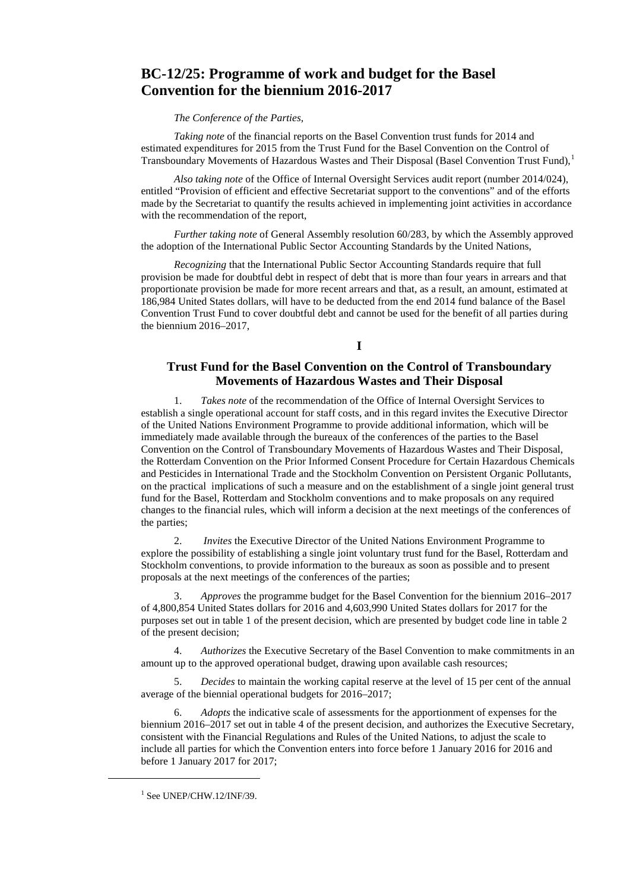# BC-12/25: Programme of work and budget for the Basel Convention for the biennium 2016-2017

*The Conference of the Parties,*

*Taking note* of the financial reports on the Basel Convention trust funds for 2014 and estimated expenditures for 2015 from the Trust Fund for the Basel Convention on the Control of Transboundary Movements of Hazardous Wastes and Their Disposal (Basel Convention Trust Fund),[1]

*Also taking note* of the Office of Internal Oversight Services audit report (number 2014/024), entitled "Provision of efficient and effective Secretariat support to the conventions" and of the efforts made by the Secretariat to quantify the results achieved in implementing joint activities in accordance with the recommendation of the report,

*Further taking note* of General Assembly resolution 60/283, by which the Assembly approved the adoption of the International Public Sector Accounting Standards by the United Nations,

*Recognizing* that the International Public Sector Accounting Standards require that full provision be made for doubtful debt in respect of debt that is more than four years in arrears and that proportionate provision be made for more recent arrears and that, as a result, an amount, estimated at 186,984 United States dollars, will have to be deducted from the end 2014 fund balance of the Basel Convention Trust Fund to cover doubtful debt and cannot be used for the benefit of all parties during the biennium 2016–2017,

## I

## Trust Fund for the Basel Convention on the Control of Transboundary Movements of Hazardous Wastes and Their Disposal

1. *Takes note* of the recommendation of the Office of Internal Oversight Services to establish a single operational account for staff costs, and in this regard invites the Executive Director of the United Nations Environment Programme to provide additional information, which will be immediately made available through the bureaux of the conferences of the parties to the Basel Convention on the Control of Transboundary Movements of Hazardous Wastes and Their Disposal, the Rotterdam Convention on the Prior Informed Consent Procedure for Certain Hazardous Chemicals and Pesticides in International Trade and the Stockholm Convention on Persistent Organic Pollutants, on the practical implications of such a measure and on the establishment of a single joint general trust fund for the Basel, Rotterdam and Stockholm conventions and to make proposals on any required changes to the financial rules, which will inform a decision at the next meetings of the conferences of the parties;

2. *Invites* the Executive Director of the United Nations Environment Programme to explore the possibility of establishing a single joint voluntary trust fund for the Basel, Rotterdam and Stockholm conventions, to provide information to the bureaux as soon as possible and to present proposals at the next meetings of the conferences of the parties;

3. *Approves* the programme budget for the Basel Convention for the biennium 2016–2017 of 4,800,854 United States dollars for 2016 and 4,603,990 United States dollars for 2017 for the purposes set out in table 1 of the present decision, which are presented by budget code line in table 2 of the present decision;

4. *Authorizes* the Executive Secretary of the Basel Convention to make commitments in an amount up to the approved operational budget, drawing upon available cash resources;

5. *Decides* to maintain the working capital reserve at the level of 15 per cent of the annual average of the biennial operational budgets for 2016–2017;

6. *Adopts* the indicative scale of assessments for the apportionment of expenses for the biennium 2016–2017 set out in table 4 of the present decision, and authorizes the Executive Secretary, consistent with the Financial Regulations and Rules of the United Nations, to adjust the scale to include all parties for which the Convention enters into force before 1 January 2016 for 2016 and before 1 January 2017 for 2017;

[1] See UNEP/CHW.12/INF/39.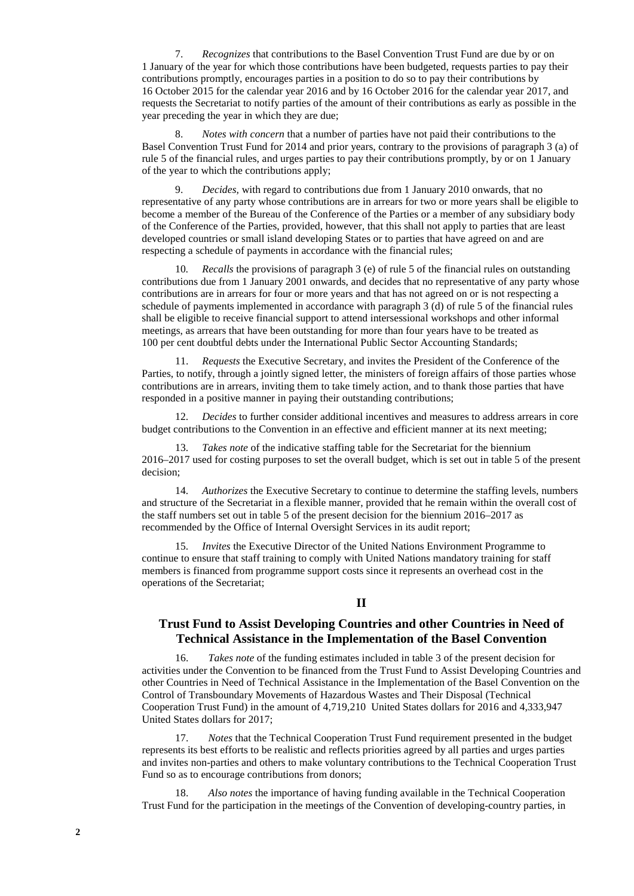7. *Recognizes* that contributions to the Basel Convention Trust Fund are due by or on 1 January of the year for which those contributions have been budgeted, requests parties to pay their contributions promptly, encourages parties in a position to do so to pay their contributions by 16 October 2015 for the calendar year 2016 and by 16 October 2016 for the calendar year 2017, and requests the Secretariat to notify parties of the amount of their contributions as early as possible in the year preceding the year in which they are due;

8. *Notes with concern* that a number of parties have not paid their contributions to the Basel Convention Trust Fund for 2014 and prior years, contrary to the provisions of paragraph 3 (a) of rule 5 of the financial rules, and urges parties to pay their contributions promptly, by or on 1 January of the year to which the contributions apply;

9. *Decides*, with regard to contributions due from 1 January 2010 onwards, that no representative of any party whose contributions are in arrears for two or more years shall be eligible to become a member of the Bureau of the Conference of the Parties or a member of any subsidiary body of the Conference of the Parties, provided, however, that this shall not apply to parties that are least developed countries or small island developing States or to parties that have agreed on and are respecting a schedule of payments in accordance with the financial rules;

10. *Recalls* the provisions of paragraph 3 (e) of rule 5 of the financial rules on outstanding contributions due from 1 January 2001 onwards, and decides that no representative of any party whose contributions are in arrears for four or more years and that has not agreed on or is not respecting a schedule of payments implemented in accordance with paragraph 3 (d) of rule 5 of the financial rules shall be eligible to receive financial support to attend intersessional workshops and other informal meetings, as arrears that have been outstanding for more than four years have to be treated as 100 per cent doubtful debts under the International Public Sector Accounting Standards;

11. *Requests* the Executive Secretary, and invites the President of the Conference of the Parties, to notify, through a jointly signed letter, the ministers of foreign affairs of those parties whose contributions are in arrears, inviting them to take timely action, and to thank those parties that have responded in a positive manner in paying their outstanding contributions;

12. *Decides* to further consider additional incentives and measures to address arrears in core budget contributions to the Convention in an effective and efficient manner at its next meeting;

13. *Takes note* of the indicative staffing table for the Secretariat for the biennium 2016–2017 used for costing purposes to set the overall budget, which is set out in table 5 of the present decision;

14. *Authorizes* the Executive Secretary to continue to determine the staffing levels, numbers and structure of the Secretariat in a flexible manner, provided that he remain within the overall cost of the staff numbers set out in table 5 of the present decision for the biennium 2016–2017 as recommended by the Office of Internal Oversight Services in its audit report;

15. *Invites* the Executive Director of the United Nations Environment Programme to continue to ensure that staff training to comply with United Nations mandatory training for staff members is financed from programme support costs since it represents an overhead cost in the operations of the Secretariat;

## II

## Trust Fund to Assist Developing Countries and other Countries in Need of Technical Assistance in the Implementation of the Basel Convention

16. *Takes note* of the funding estimates included in table 3 of the present decision for activities under the Convention to be financed from the Trust Fund to Assist Developing Countries and other Countries in Need of Technical Assistance in the Implementation of the Basel Convention on the Control of Transboundary Movements of Hazardous Wastes and Their Disposal (Technical Cooperation Trust Fund) in the amount of 4,719,210 United States dollars for 2016 and 4,333,947 United States dollars for 2017;

17. *Notes* that the Technical Cooperation Trust Fund requirement presented in the budget represents its best efforts to be realistic and reflects priorities agreed by all parties and urges parties and invites non-parties and others to make voluntary contributions to the Technical Cooperation Trust Fund so as to encourage contributions from donors;

18. *Also notes* the importance of having funding available in the Technical Cooperation Trust Fund for the participation in the meetings of the Convention of developing-country parties, in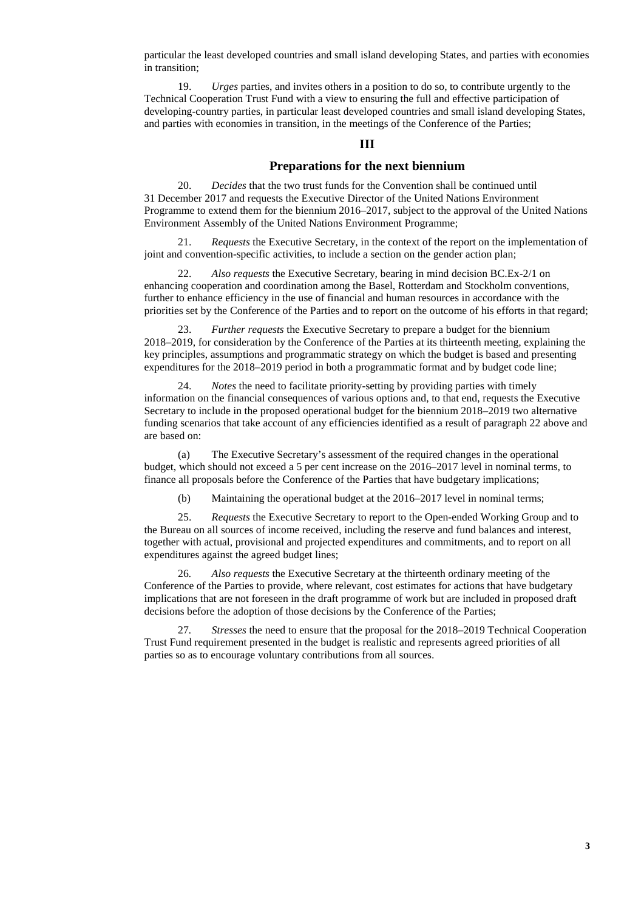particular the least developed countries and small island developing States, and parties with economies in transition;

19. *Urges* parties, and invites others in a position to do so, to contribute urgently to the Technical Cooperation Trust Fund with a view to ensuring the full and effective participation of developing-country parties, in particular least developed countries and small island developing States, and parties with economies in transition, in the meetings of the Conference of the Parties;

## III

## Preparations for the next biennium

20. *Decides* that the two trust funds for the Convention shall be continued until 31 December 2017 and requests the Executive Director of the United Nations Environment Programme to extend them for the biennium 2016–2017, subject to the approval of the United Nations Environment Assembly of the United Nations Environment Programme;

21. *Requests* the Executive Secretary, in the context of the report on the implementation of joint and convention-specific activities, to include a section on the gender action plan;

22. *Also requests* the Executive Secretary, bearing in mind decision BC.Ex-2/1 on enhancing cooperation and coordination among the Basel, Rotterdam and Stockholm conventions, further to enhance efficiency in the use of financial and human resources in accordance with the priorities set by the Conference of the Parties and to report on the outcome of his efforts in that regard;

23. *Further requests* the Executive Secretary to prepare a budget for the biennium 2018–2019, for consideration by the Conference of the Parties at its thirteenth meeting, explaining the key principles, assumptions and programmatic strategy on which the budget is based and presenting expenditures for the 2018–2019 period in both a programmatic format and by budget code line;

24. *Notes* the need to facilitate priority-setting by providing parties with timely information on the financial consequences of various options and, to that end, requests the Executive Secretary to include in the proposed operational budget for the biennium 2018–2019 two alternative funding scenarios that take account of any efficiencies identified as a result of paragraph 22 above and are based on:

(a) The Executive Secretary's assessment of the required changes in the operational budget, which should not exceed a 5 per cent increase on the 2016–2017 level in nominal terms, to finance all proposals before the Conference of the Parties that have budgetary implications;

(b) Maintaining the operational budget at the 2016–2017 level in nominal terms;

25. *Requests* the Executive Secretary to report to the Open-ended Working Group and to the Bureau on all sources of income received, including the reserve and fund balances and interest, together with actual, provisional and projected expenditures and commitments, and to report on all expenditures against the agreed budget lines;

26. *Also requests* the Executive Secretary at the thirteenth ordinary meeting of the Conference of the Parties to provide, where relevant, cost estimates for actions that have budgetary implications that are not foreseen in the draft programme of work but are included in proposed draft decisions before the adoption of those decisions by the Conference of the Parties;

27. *Stresses* the need to ensure that the proposal for the 2018–2019 Technical Cooperation Trust Fund requirement presented in the budget is realistic and represents agreed priorities of all parties so as to encourage voluntary contributions from all sources.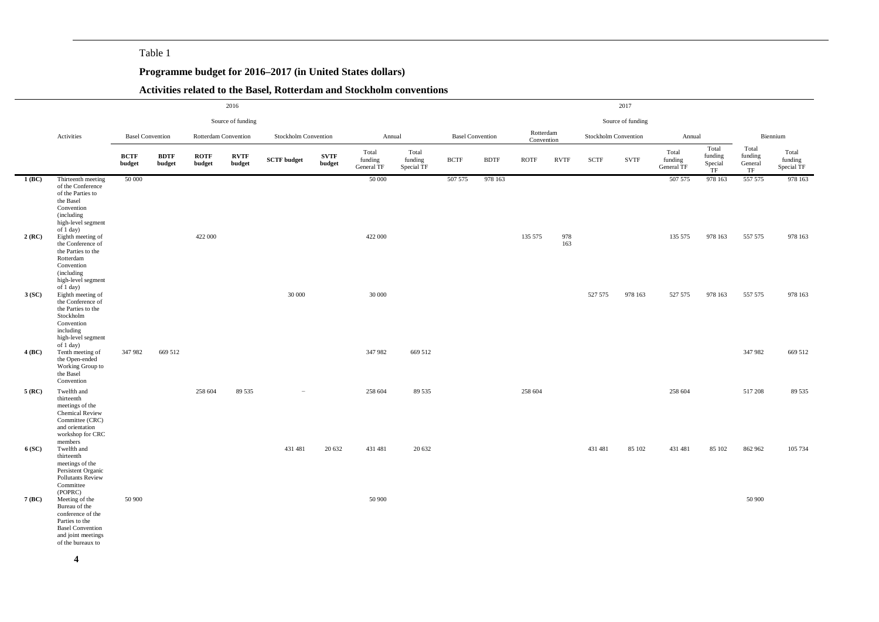Table 1

**Programme budget for 2016–2017 (in United States dollars)**

**Activities related to the Basel, Rotterdam and Stockholm conventions**

| | Activities | 2016 | | | | | | | | 2017 | | | | | | | | | |
|---|---|---|---|---|---|---|---|---|---|---|---|---|---|---|---|---|---|---|---|
| | | Source of funding | | | | | | | | Source of funding | | | | | | | | | |
| | | Basel Convention | | Rotterdam Convention | | Stockholm Convention | | Annual | | Basel Convention | | Rotterdam Convention | | Stockholm Convention | | Annual | | Biennium | |
| | | **BCTF budget** | **BDTF budget** | **ROTF budget** | **RVTF budget** | **SCTF budget** | **SVTF budget** | Total funding General TF | Total funding Special TF | BCTF | BDTF | ROTF | RVTF | SCTF | SVTF | Total funding General TF | Total funding Special TF | Total funding General TF | Total funding Special TF |
| **1 (BC)** | Thirteenth meeting of the Conference of the Parties to the Basel Convention (including high-level segment of 1 day) | 50 000 | | | | | | 50 000 | | 507 575 | 978 163 | | | | | 507 575 | 978 163 | 557 575 | 978 163 |
| **2 (RC)** | Eighth meeting of the Conference of the Parties to the Rotterdam Convention (including high-level segment of 1 day) | | | 422 000 | | | | 422 000 | | | | 135 575 | 978 163 | | | 135 575 | 978 163 | 557 575 | 978 163 |
| **3 (SC)** | Eighth meeting of the Conference of the Parties to the Stockholm Convention including high-level segment of 1 day) | | | | | 30 000 | | 30 000 | | | | | | 527 575 | 978 163 | 527 575 | 978 163 | 557 575 | 978 163 |
| **4 (BC)** | Tenth meeting of the Open-ended Working Group to the Basel Convention | 347 982 | 669 512 | | | | | 347 982 | 669 512 | | | | | | | | | 347 982 | 669 512 |
| **5 (RC)** | Twelfth and thirteenth meetings of the Chemical Review Committee (CRC) and orientation workshop for CRC members | | | 258 604 | 89 535 | – | | 258 604 | 89 535 | | | 258 604 | | | | 258 604 | | 517 208 | 89 535 |
| **6 (SC)** | Twelfth and thirteenth meetings of the Persistent Organic Pollutants Review Committee (POPRC) | | | | | 431 481 | 20 632 | 431 481 | 20 632 | | | | | 431 481 | 85 102 | 431 481 | 85 102 | 862 962 | 105 734 |
| **7 (BC)** | Meeting of the Bureau of the conference of the Parties to the Basel Convention and joint meetings of the bureaux to | 50 900 | | | | | | 50 900 | | | | | | | | | | 50 900 | |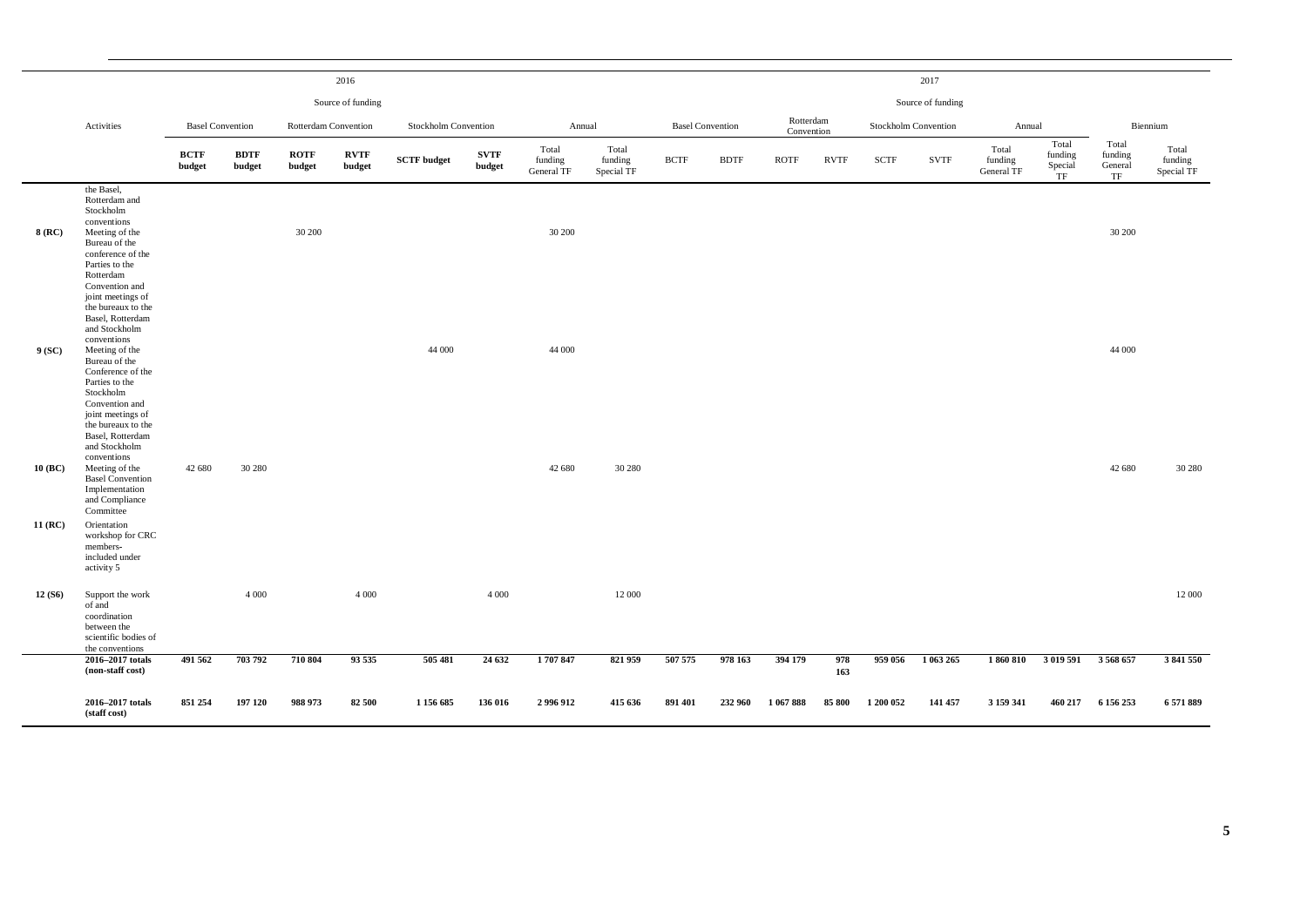| | Activities | 2016 | | | | | | | | 2017 | | | | | | | | | |
|---|---|---|---|---|---|---|---|---|---|---|---|---|---|---|---|---|---|---|---|
| | | Source of funding | | | | | | | | Source of funding | | | | | | | | | |
| | | Basel Convention | | Rotterdam Convention | | Stockholm Convention | | Annual | | Basel Convention | | Rotterdam Convention | | Stockholm Convention | | Annual | | Biennium | |
| | | **BCTF budget** | **BDTF budget** | **ROTF budget** | **RVTF budget** | **SCTF budget** | **SVTF budget** | Total funding General TF | Total funding Special TF | BCTF | BDTF | ROTF | RVTF | SCTF | SVTF | Total funding General TF | Total funding Special TF | Total funding General TF | Total funding Special TF |
| | the Basel, Rotterdam and Stockholm conventions | | | | | | | | | | | | | | | | | | |
| **8 (RC)** | Meeting of the Bureau of the conference of the Parties to the Rotterdam Convention and joint meetings of the bureaux to the Basel, Rotterdam and Stockholm conventions | | | 30 200 | | | | 30 200 | | | | | | | | | | 30 200 | |
| **9 (SC)** | Meeting of the Bureau of the Conference of the Parties to the Stockholm Convention and joint meetings of the bureaux to the Basel, Rotterdam and Stockholm conventions | | | | | 44 000 | | 44 000 | | | | | | | | | | 44 000 | |
| **10 (BC)** | Meeting of the Basel Convention Implementation and Compliance Committee | 42 680 | 30 280 | | | | | 42 680 | 30 280 | | | | | | | | | 42 680 | 30 280 |
| **11 (RC)** | Orientation workshop for CRC members- included under activity 5 | | | | | | | | | | | | | | | | | | |
| **12 (S6)** | Support the work of and coordination between the scientific bodies of the conventions | | 4 000 | | 4 000 | | 4 000 | | 12 000 | | | | | | | | | | 12 000 |
| | **2016–2017 totals (non-staff cost)** | **491 562** | **703 792** | **710 804** | **93 535** | **505 481** | **24 632** | **1 707 847** | **821 959** | **507 575** | **978 163** | **394 179** | **978 163** | **959 056** | **1 063 265** | **1 860 810** | **3 019 591** | **3 568 657** | **3 841 550** |
| | **2016–2017 totals (staff cost)** | **851 254** | **197 120** | **988 973** | **82 500** | **1 156 685** | **136 016** | **2 996 912** | **415 636** | **891 401** | **232 960** | **1 067 888** | **85 800** | **1 200 052** | **141 457** | **3 159 341** | **460 217** | **6 156 253** | **6 571 889** |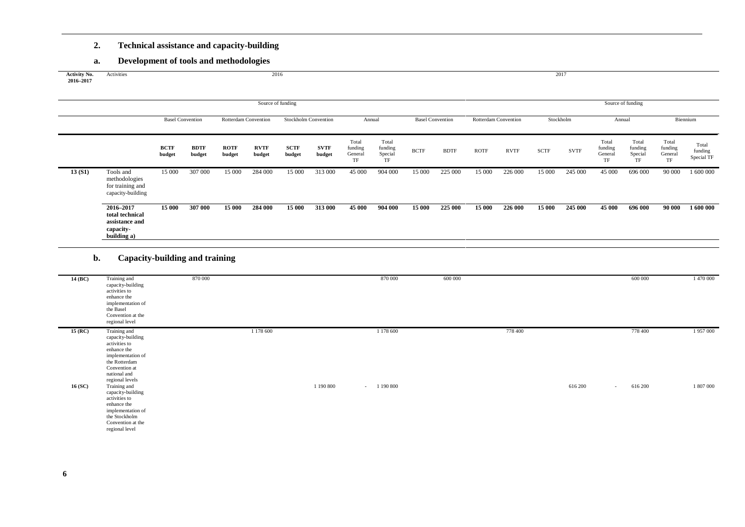## 2. Technical assistance and capacity-building

### a. Development of tools and methodologies

| Activity No. 2016–2017 | Activities | 2016 | | | | | | | | 2017 | | | | | | | | | |
|---|---|---|---|---|---|---|---|---|---|---|---|---|---|---|---|---|---|---|---|
| | | Source of funding | | | | | | | | Source of funding | | | | | | | | | |
| | | Basel Convention | | Rotterdam Convention | | Stockholm Convention | | Annual | | Basel Convention | | Rotterdam Convention | | Stockholm | | Annual | | Biennium | |
| | | **BCTF budget** | **BDTF budget** | **ROTF budget** | **RVTF budget** | **SCTF budget** | **SVTF budget** | Total funding General TF | Total funding Special TF | BCTF | BDTF | ROTF | RVTF | SCTF | SVTF | Total funding General TF | Total funding Special TF | Total funding General TF | Total funding Special TF |
| **13 (S1)** | Tools and methodologies for training and capacity-building | 15 000 | 307 000 | 15 000 | 284 000 | 15 000 | 313 000 | 45 000 | 904 000 | 15 000 | 225 000 | 15 000 | 226 000 | 15 000 | 245 000 | 45 000 | 696 000 | 90 000 | 1 600 000 |
| | **2016–2017 total technical assistance and capacity-building a)** | **15 000** | **307 000** | **15 000** | **284 000** | **15 000** | **313 000** | **45 000** | **904 000** | **15 000** | **225 000** | **15 000** | **226 000** | **15 000** | **245 000** | **45 000** | **696 000** | **90 000** | **1 600 000** |

### b. Capacity-building and training

| Activity No. 2016–2017 | Activities | BCTF | BDTF | ROTF | RVTF | SCTF | SVTF | Total funding General TF | Total funding Special TF | BCTF | BDTF | ROTF | RVTF | SCTF | SVTF | Total funding General TF | Total funding Special TF | Total funding General TF | Total funding Special TF |
|---|---|---|---|---|---|---|---|---|---|---|---|---|---|---|---|---|---|---|---|
| **14 (BC)** | Training and capacity-building activities to enhance the implementation of the Basel Convention at the regional level | | 870 000 | | | | | | 870 000 | | 600 000 | | | | | | 600 000 | | 1 470 000 |
| **15 (RC)** | Training and capacity-building activities to enhance the implementation of the Rotterdam Convention at national and regional levels | | | | 1 178 600 | | | | 1 178 600 | | | | 778 400 | | | | 778 400 | | 1 957 000 |
| **16 (SC)** | Training and capacity-building activities to enhance the implementation of the Stockholm Convention at the regional level | | | | | | 1 190 800 | - | 1 190 800 | | | | | | 616 200 | - | 616 200 | | 1 807 000 |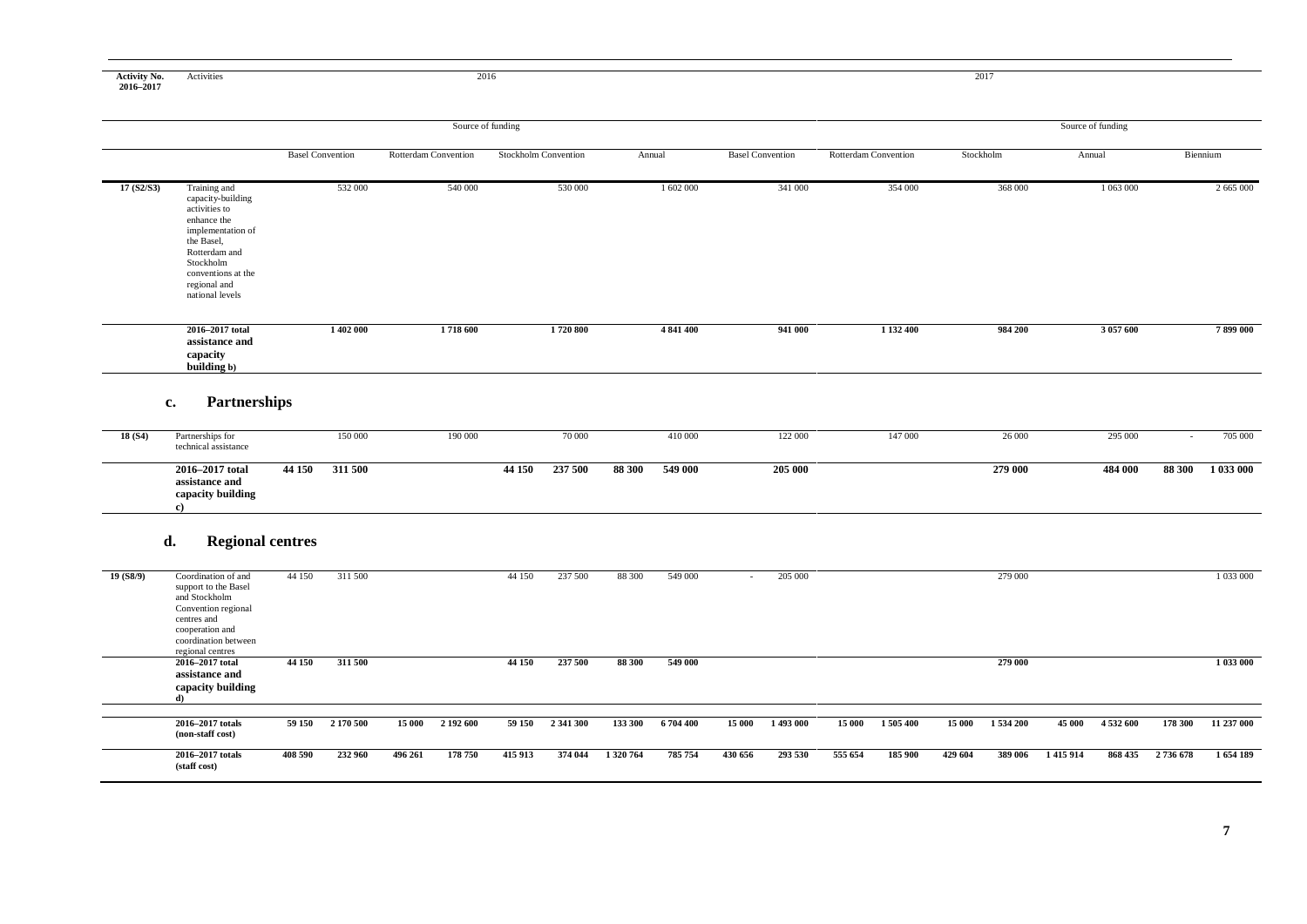| Activity No. 2016–2017 | Activities | 2016 | | | | | | | | 2017 | | | | | | | | | |
|---|---|---|---|---|---|---|---|---|---|---|---|---|---|---|---|---|---|---|---|
| | | Source of funding | | | | | | | | Source of funding | | | | | | | | | |
| | | Basel Convention | | Rotterdam Convention | | Stockholm Convention | | Annual | | Basel Convention | | Rotterdam Convention | | Stockholm | | Annual | | Biennium | |
| 17 (S2/S3) | Training and capacity-building activities to enhance the implementation of the Basel, Rotterdam and Stockholm conventions at the regional and national levels | | 532 000 | | 540 000 | | 530 000 | | 1 602 000 | | 341 000 | | 354 000 | | 368 000 | | 1 063 000 | | 2 665 000 |
| | **2016–2017 total assistance and capacity building b)** | | **1 402 000** | | **1 718 600** | | **1 720 800** | | **4 841 400** | | **941 000** | | **1 132 400** | | **984 200** | | **3 057 600** | | **7 899 000** |
| | **c. Partnerships** | | | | | | | | | | | | | | | | | | |
| 18 (S4) | Partnerships for technical assistance | | 150 000 | | 190 000 | | 70 000 | | 410 000 | | 122 000 | | 147 000 | | 26 000 | | 295 000 | - | 705 000 |
| | **2016–2017 total assistance and capacity building c)** | **44 150** | **311 500** | | | **44 150** | **237 500** | **88 300** | **549 000** | | **205 000** | | | | **279 000** | | **484 000** | **88 300** | **1 033 000** |
| | **d. Regional centres** | | | | | | | | | | | | | | | | | | |
| 19 (S8/9) | Coordination of and support to the Basel and Stockholm Convention regional centres and cooperation and coordination between regional centres | 44 150 | 311 500 | | | 44 150 | 237 500 | 88 300 | 549 000 | - | 205 000 | | | | 279 000 | | | | 1 033 000 |
| | **2016–2017 total assistance and capacity building d)** | **44 150** | **311 500** | | | **44 150** | **237 500** | **88 300** | **549 000** | | | | | | **279 000** | | | | **1 033 000** |
| | **2016–2017 totals (non-staff cost)** | **59 150** | **2 170 500** | **15 000** | **2 192 600** | **59 150** | **2 341 300** | **133 300** | **6 704 400** | **15 000** | **1 493 000** | **15 000** | **1 505 400** | **15 000** | **1 534 200** | **45 000** | **4 532 600** | **178 300** | **11 237 000** |
| | **2016–2017 totals (staff cost)** | **408 590** | **232 960** | **496 261** | **178 750** | **415 913** | **374 044** | **1 320 764** | **785 754** | **430 656** | **293 530** | **555 654** | **185 900** | **429 604** | **389 006** | **1 415 914** | **868 435** | **2 736 678** | **1 654 189** |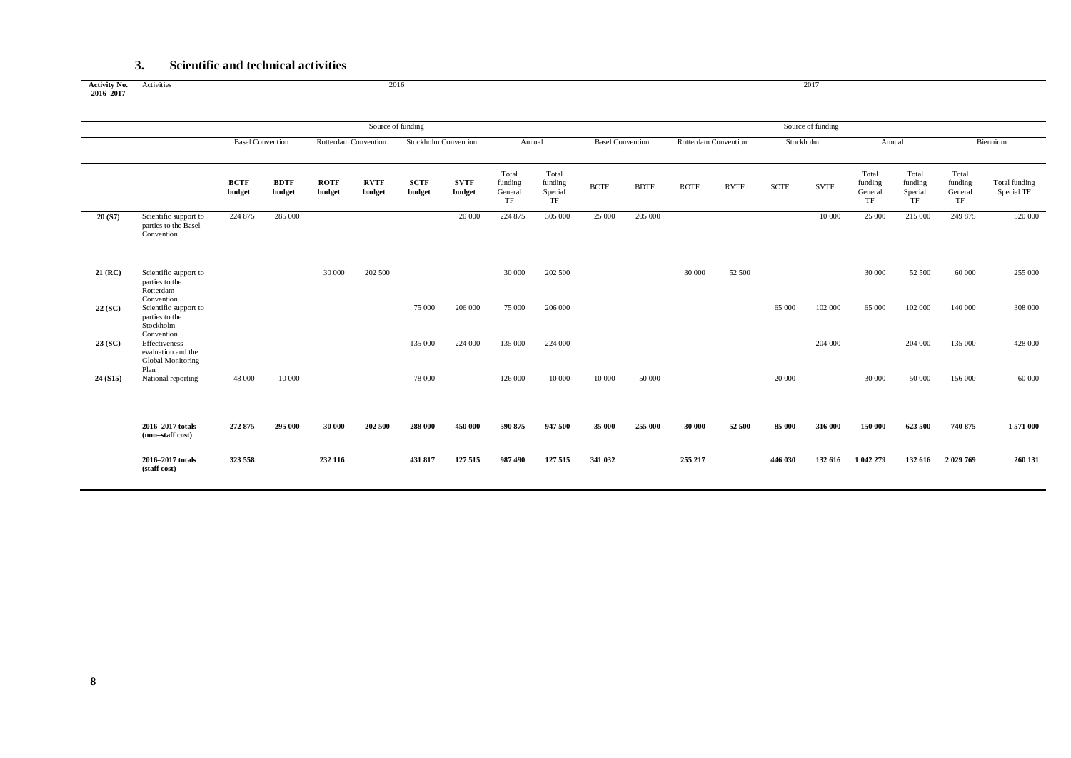## 3. Scientific and technical activities

| Activity No. 2016–2017 | Activities | 2016 | | | | | | | | 2017 | | | | | | | | | |
|---|---|---|---|---|---|---|---|---|---|---|---|---|---|---|---|---|---|---|---|
| | | Source of funding | | | | | | | | Source of funding | | | | | | | | | |
| | | Basel Convention | | Rotterdam Convention | | Stockholm Convention | | Annual | | Basel Convention | | Rotterdam Convention | | Stockholm | | Annual | | Biennium | |
| | | **BCTF budget** | **BDTF budget** | **ROTF budget** | **RVTF budget** | **SCTF budget** | **SVTF budget** | Total funding General TF | Total funding Special TF | BCTF | BDTF | ROTF | RVTF | SCTF | SVTF | Total funding General TF | Total funding Special TF | Total funding General TF | Total funding Special TF |
| **20 (S7)** | Scientific support to parties to the Basel Convention | 224 875 | 285 000 | | | | 20 000 | 224 875 | 305 000 | 25 000 | 205 000 | | | | 10 000 | 25 000 | 215 000 | 249 875 | 520 000 |
| **21 (RC)** | Scientific support to parties to the Rotterdam Convention | | | 30 000 | 202 500 | | | 30 000 | 202 500 | | | 30 000 | 52 500 | | | 30 000 | 52 500 | 60 000 | 255 000 |
| **22 (SC)** | Scientific support to parties to the Stockholm Convention | | | | | 75 000 | 206 000 | 75 000 | 206 000 | | | | | 65 000 | 102 000 | 65 000 | 102 000 | 140 000 | 308 000 |
| **23 (SC)** | Effectiveness evaluation and the Global Monitoring Plan | | | | | 135 000 | 224 000 | 135 000 | 224 000 | | | | | - | 204 000 | | 204 000 | 135 000 | 428 000 |
| **24 (S15)** | National reporting | 48 000 | 10 000 | | | 78 000 | | 126 000 | 10 000 | 10 000 | 50 000 | | | 20 000 | | 30 000 | 50 000 | 156 000 | 60 000 |
| | **2016–2017 totals (non–staff cost)** | **272 875** | **295 000** | **30 000** | **202 500** | **288 000** | **450 000** | **590 875** | **947 500** | **35 000** | **255 000** | **30 000** | **52 500** | **85 000** | **316 000** | **150 000** | **623 500** | **740 875** | **1 571 000** |
| | **2016–2017 totals (staff cost)** | **323 558** | | **232 116** | | **431 817** | **127 515** | **987 490** | **127 515** | **341 032** | | **255 217** | | **446 030** | **132 616** | **1 042 279** | **132 616** | **2 029 769** | **260 131** |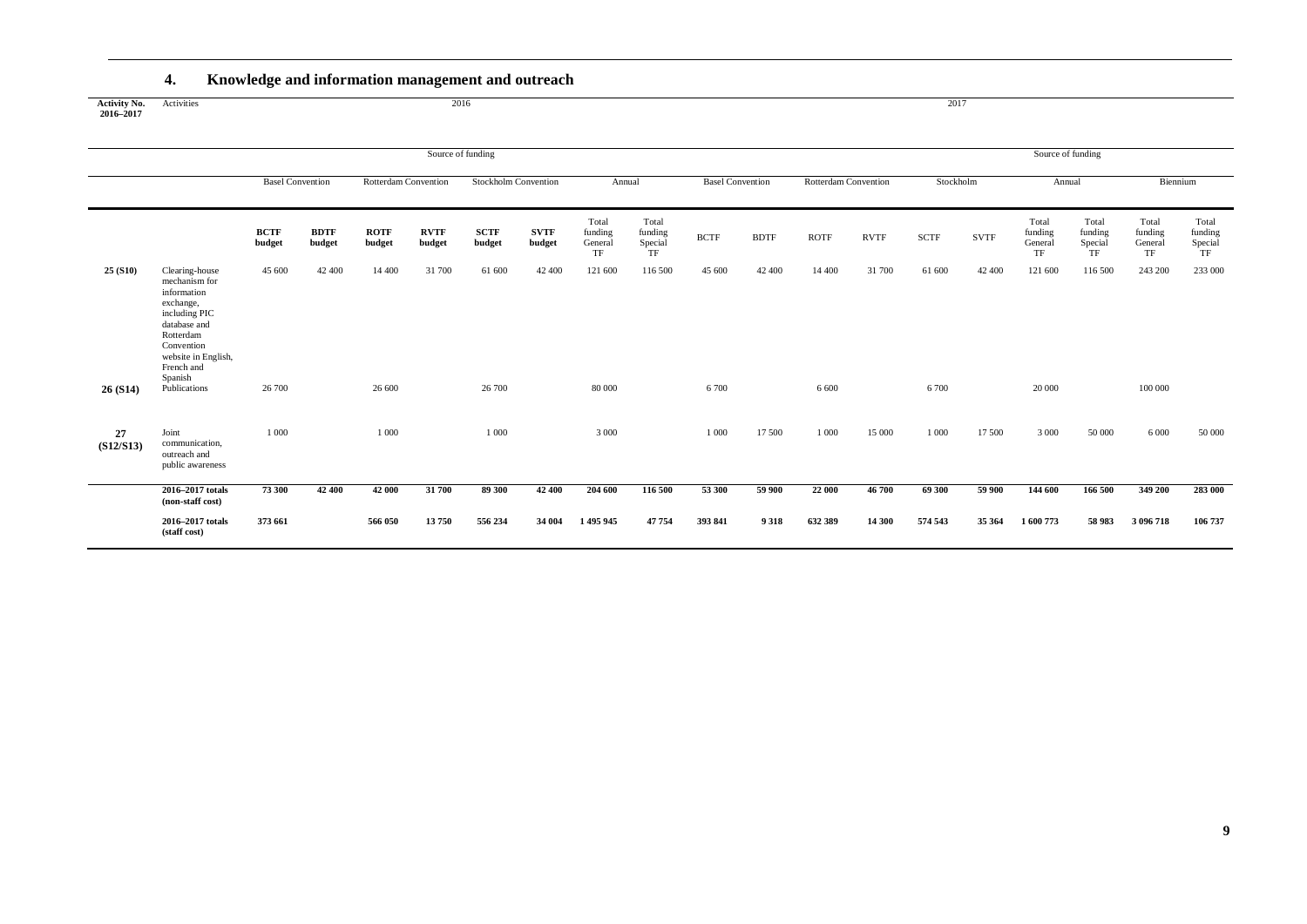### 4. Knowledge and information management and outreach

| Activity No. 2016–2017 | Activities | 2016 | | | | | | | | 2017 | | | | | | | | | |
|---|---|---|---|---|---|---|---|---|---|---|---|---|---|---|---|---|---|---|---|
| | | Source of funding | | | | | | | | Source of funding | | | | | | | | | |
| | | Basel Convention | | Rotterdam Convention | | Stockholm Convention | | Annual | | Basel Convention | | Rotterdam Convention | | Stockholm | | Annual | | Biennium | |
| | | **BCTF budget** | **BDTF budget** | **ROTF budget** | **RVTF budget** | **SCTF budget** | **SVTF budget** | Total funding General TF | Total funding Special TF | BCTF | BDTF | ROTF | RVTF | SCTF | SVTF | Total funding General TF | Total funding Special TF | Total funding General TF | Total funding Special TF |
| **25 (S10)** | Clearing-house mechanism for information exchange, including PIC database and Rotterdam Convention website in English, French and Spanish | 45 600 | 42 400 | 14 400 | 31 700 | 61 600 | 42 400 | 121 600 | 116 500 | 45 600 | 42 400 | 14 400 | 31 700 | 61 600 | 42 400 | 121 600 | 116 500 | 243 200 | 233 000 |
| **26 (S14)** | Publications | 26 700 | | 26 600 | | 26 700 | | 80 000 | | 6 700 | | 6 600 | | 6 700 | | 20 000 | | 100 000 | |
| **27 (S12/S13)** | Joint communication, outreach and public awareness | 1 000 | | 1 000 | | 1 000 | | 3 000 | | 1 000 | 17 500 | 1 000 | 15 000 | 1 000 | 17 500 | 3 000 | 50 000 | 6 000 | 50 000 |
| | **2016–2017 totals (non-staff cost)** | **73 300** | **42 400** | **42 000** | **31 700** | **89 300** | **42 400** | **204 600** | **116 500** | **53 300** | **59 900** | **22 000** | **46 700** | **69 300** | **59 900** | **144 600** | **166 500** | **349 200** | **283 000** |
| | **2016–2017 totals (staff cost)** | **373 661** | | **566 050** | **13 750** | **556 234** | **34 004** | **1 495 945** | **47 754** | **393 841** | **9 318** | **632 389** | **14 300** | **574 543** | **35 364** | **1 600 773** | **58 983** | **3 096 718** | **106 737** |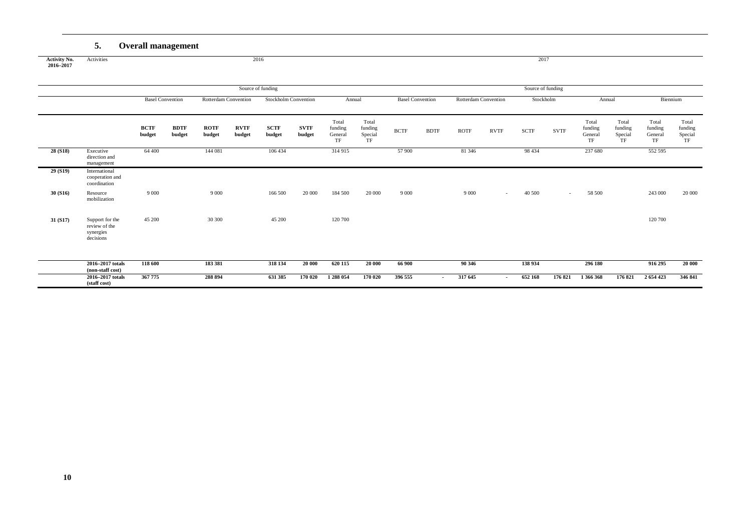## 5. Overall management

| Activity No. 2016–2017 | Activities | 2016 | | | | | | | | 2017 | | | | | | | | | |
|---|---|---|---|---|---|---|---|---|---|---|---|---|---|---|---|---|---|---|---|
| | | Source of funding | | | | | | | | Source of funding | | | | | | | | | |
| | | Basel Convention | | Rotterdam Convention | | Stockholm Convention | | Annual | | Basel Convention | | Rotterdam Convention | | Stockholm | | Annual | | Biennium | |
| | | **BCTF budget** | **BDTF budget** | **ROTF budget** | **RVTF budget** | **SCTF budget** | **SVTF budget** | Total funding General TF | Total funding Special TF | BCTF | BDTF | ROTF | RVTF | SCTF | SVTF | Total funding General TF | Total funding Special TF | Total funding General TF | Total funding Special TF |
| **28 (S18)** | Executive direction and management | 64 400 | | 144 081 | | 106 434 | | 314 915 | | 57 900 | | 81 346 | | 98 434 | | 237 680 | | 552 595 | |
| **29 (S19)** | International cooperation and coordination | | | | | | | | | | | | | | | | | | |
| **30 (S16)** | Resource mobilization | 9 000 | | 9 000 | | 166 500 | 20 000 | 184 500 | 20 000 | 9 000 | | 9 000 | - | 40 500 | - | 58 500 | | 243 000 | 20 000 |
| **31 (S17)** | Support for the review of the synergies decisions | 45 200 | | 30 300 | | 45 200 | | 120 700 | | | | | | | | | | 120 700 | |
| | **2016–2017 totals (non-staff cost)** | **118 600** | | **183 381** | | **318 134** | **20 000** | **620 115** | **20 000** | **66 900** | | **90 346** | | **138 934** | | **296 180** | | **916 295** | **20 000** |
| | **2016–2017 totals (staff cost)** | **367 775** | | **288 894** | | **631 385** | **170 020** | **1 288 054** | **170 020** | **396 555** | **-** | **317 645** | **-** | **652 168** | **176 821** | **1 366 368** | **176 821** | **2 654 423** | **346 841** |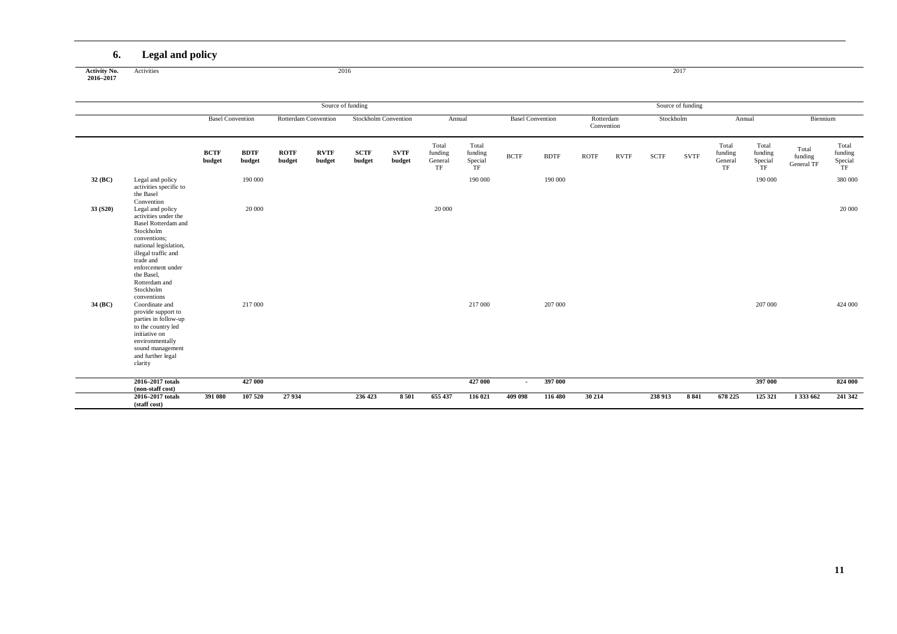## 6. Legal and policy

| Activity No. 2016–2017 | Activities | 2016 | | | | | | | | 2017 | | | | | | | | | |
|---|---|---|---|---|---|---|---|---|---|---|---|---|---|---|---|---|---|---|---|
| | | Source of funding | | | | | | | | Source of funding | | | | | | | | | |
| | | Basel Convention | | Rotterdam Convention | | Stockholm Convention | | Annual | | Basel Convention | | Rotterdam Convention | | Stockholm | | Annual | | Biennium | |
| | | **BCTF budget** | **BDTF budget** | **ROTF budget** | **RVTF budget** | **SCTF budget** | **SVTF budget** | Total funding General TF | Total funding Special TF | BCTF | BDTF | ROTF | RVTF | SCTF | SVTF | Total funding General TF | Total funding Special TF | Total funding General TF | Total funding Special TF |
| **32 (BC)** | Legal and policy activities specific to the Basel Convention | | 190 000 | | | | | | 190 000 | | 190 000 | | | | | | 190 000 | | 380 000 |
| **33 (S20)** | Legal and policy activities under the Basel Rotterdam and Stockholm conventions; national legislation, illegal traffic and trade and enforcement under the Basel, Rotterdam and Stockholm conventions | | 20 000 | | | | | 20 000 | | | | | | | | | | | 20 000 |
| **34 (BC)** | Coordinate and provide support to parties in follow-up to the country led initiative on environmentally sound management and further legal clarity | | 217 000 | | | | | | 217 000 | | 207 000 | | | | | | 207 000 | | 424 000 |
| | **2016–2017 totals (non-staff cost)** | | **427 000** | | | | | | **427 000** | - | **397 000** | | | | | | **397 000** | | **824 000** |
| | **2016–2017 totals (staff cost)** | **391 080** | **107 520** | **27 934** | | **236 423** | **8 501** | **655 437** | **116 021** | **409 098** | **116 480** | **30 214** | | **238 913** | **8 841** | **678 225** | **125 321** | **1 333 662** | **241 342** |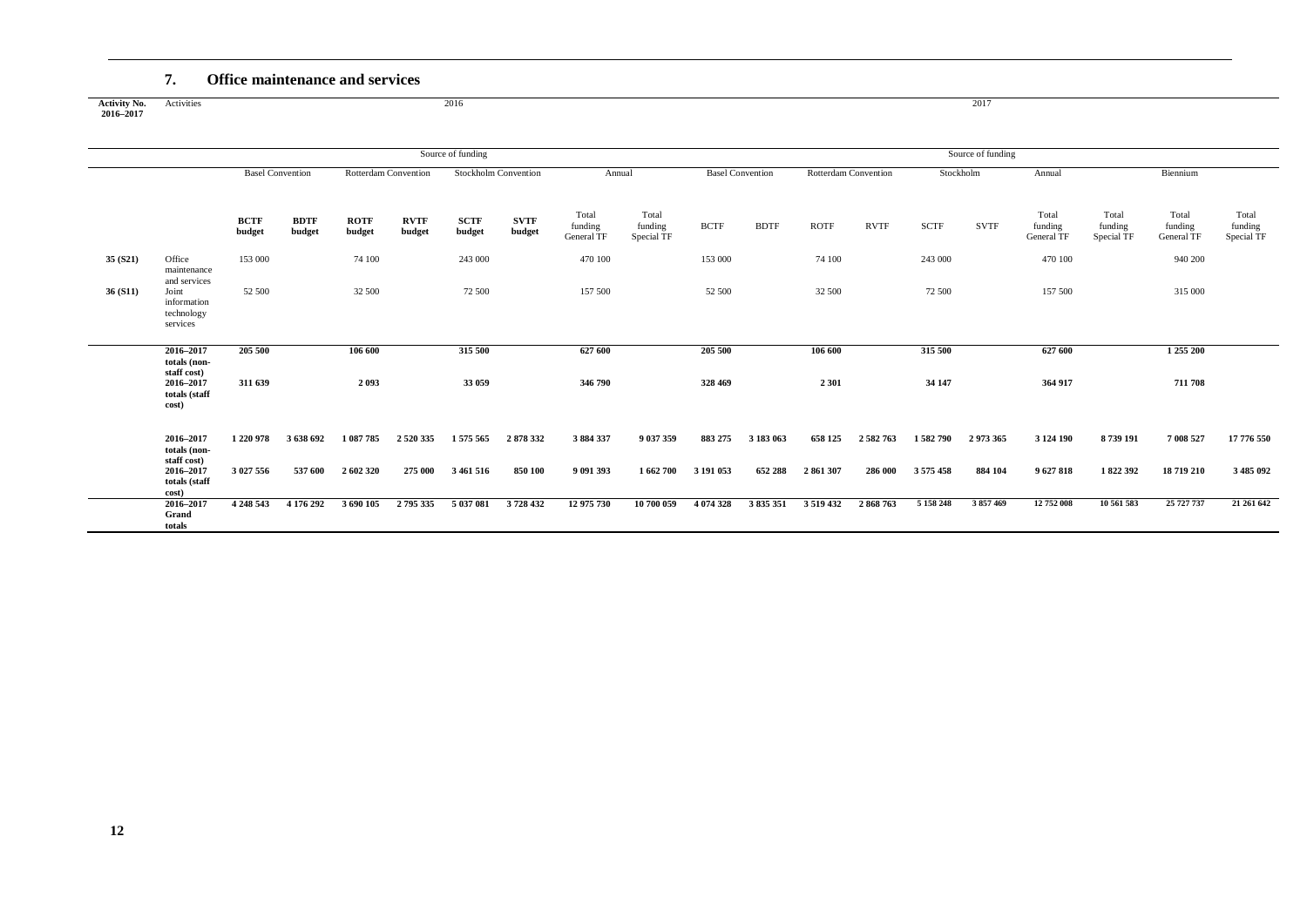## 7. Office maintenance and services

| Activity No. 2016–2017 | Activities | 2016 | | | | | | | | 2017 | | | | | | | | | | | |
|---|---|---|---|---|---|---|---|---|---|---|---|---|---|---|---|---|---|---|---|---|---|
| | | Source of funding | | | | | | | | Source of funding | | | | | | | | | | | |
| | | Basel Convention | | Rotterdam Convention | | Stockholm Convention | | Annual | | Basel Convention | | Rotterdam Convention | | Stockholm | | Annual | | Biennium | | | |
| | | **BCTF budget** | **BDTF budget** | **ROTF budget** | **RVTF budget** | **SCTF budget** | **SVTF budget** | Total funding General TF | Total funding Special TF | BCTF | BDTF | ROTF | RVTF | SCTF | SVTF | Total funding General TF | Total funding Special TF | Total funding General TF | Total funding Special TF | | |
| **35 (S21)** | Office maintenance and services | 153 000 | | 74 100 | | 243 000 | | 470 100 | | 153 000 | | 74 100 | | 243 000 | | 470 100 | | 940 200 | | | |
| **36 (S11)** | Joint information technology services | 52 500 | | 32 500 | | 72 500 | | 157 500 | | 52 500 | | 32 500 | | 72 500 | | 157 500 | | 315 000 | | | |
| | **2016–2017 totals (non-staff cost)** | **205 500** | | **106 600** | | **315 500** | | **627 600** | | **205 500** | | **106 600** | | **315 500** | | **627 600** | | **1 255 200** | | | |
| | **2016–2017 totals (staff cost)** | **311 639** | | **2 093** | | **33 059** | | **346 790** | | **328 469** | | **2 301** | | **34 147** | | **364 917** | | **711 708** | | | |
| | **2016–2017 totals (non-staff cost)** | **1 220 978** | **3 638 692** | **1 087 785** | **2 520 335** | **1 575 565** | **2 878 332** | **3 884 337** | **9 037 359** | **883 275** | **3 183 063** | **658 125** | **2 582 763** | **1 582 790** | **2 973 365** | **3 124 190** | **8 739 191** | **7 008 527** | **17 776 550** | | |
| | **2016–2017 totals (staff cost)** | **3 027 556** | **537 600** | **2 602 320** | **275 000** | **3 461 516** | **850 100** | **9 091 393** | **1 662 700** | **3 191 053** | **652 288** | **2 861 307** | **286 000** | **3 575 458** | **884 104** | **9 627 818** | **1 822 392** | **18 719 210** | **3 485 092** | | |
| | **2016–2017 Grand totals** | **4 248 543** | **4 176 292** | **3 690 105** | **2 795 335** | **5 037 081** | **3 728 432** | **12 975 730** | **10 700 059** | **4 074 328** | **3 835 351** | **3 519 432** | **2 868 763** | **5 158 248** | **3 857 469** | **12 752 008** | **10 561 583** | **25 727 737** | **21 261 642** | | |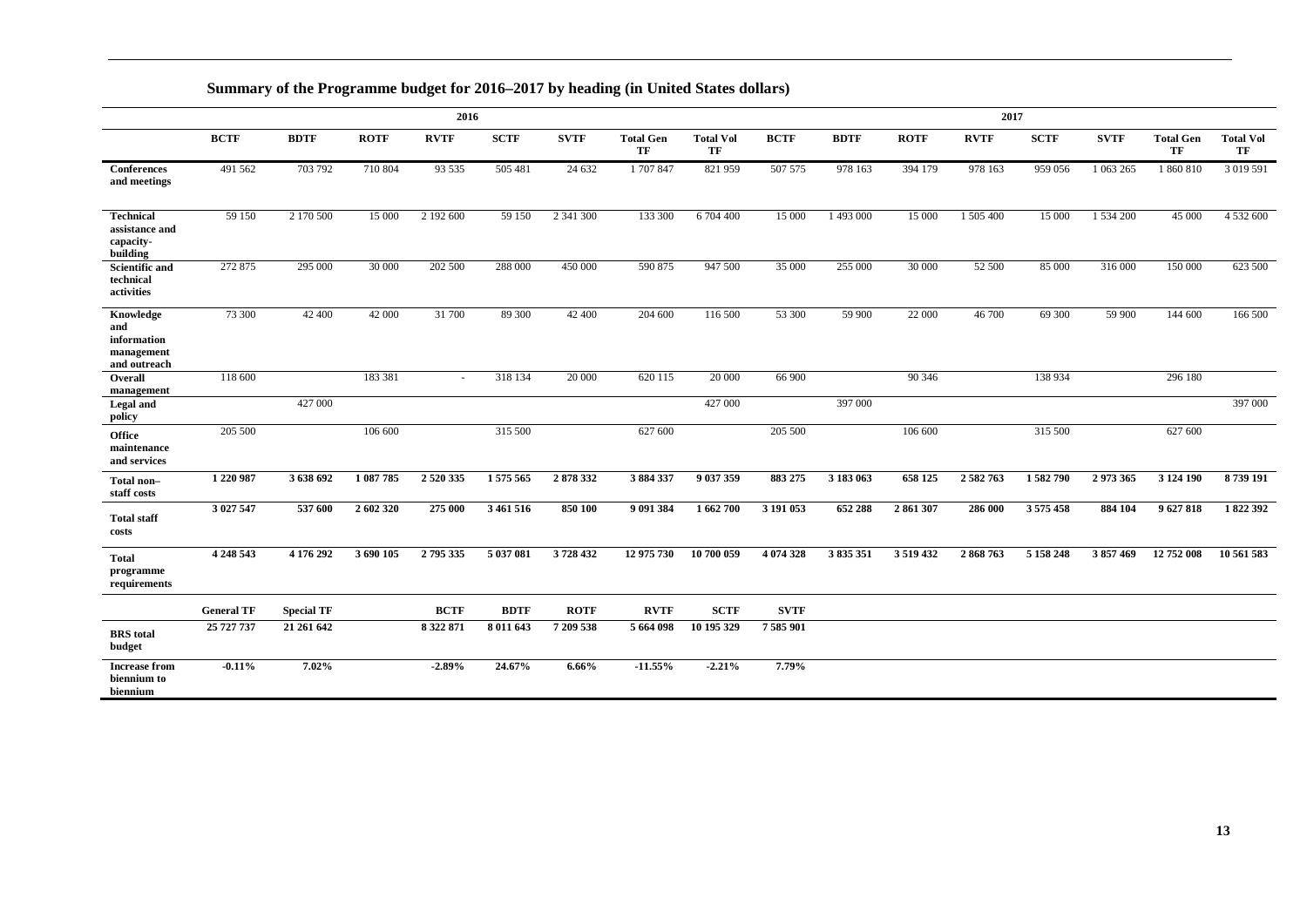## Summary of the Programme budget for 2016–2017 by heading (in United States dollars)

| | 2016 | | | | | | | | 2017 | | | | | | | |
|---|---|---|---|---|---|---|---|---|---|---|---|---|---|---|---|---|
| | **BCTF** | **BDTF** | **ROTF** | **RVTF** | **SCTF** | **SVTF** | **Total Gen TF** | **Total Vol TF** | **BCTF** | **BDTF** | **ROTF** | **RVTF** | **SCTF** | **SVTF** | **Total Gen TF** | **Total Vol TF** |
| **Conferences and meetings** | 491 562 | 703 792 | 710 804 | 93 535 | 505 481 | 24 632 | 1 707 847 | 821 959 | 507 575 | 978 163 | 394 179 | 978 163 | 959 056 | 1 063 265 | 1 860 810 | 3 019 591 |
| **Technical assistance and capacity-building** | 59 150 | 2 170 500 | 15 000 | 2 192 600 | 59 150 | 2 341 300 | 133 300 | 6 704 400 | 15 000 | 1 493 000 | 15 000 | 1 505 400 | 15 000 | 1 534 200 | 45 000 | 4 532 600 |
| **Scientific and technical activities** | 272 875 | 295 000 | 30 000 | 202 500 | 288 000 | 450 000 | 590 875 | 947 500 | 35 000 | 255 000 | 30 000 | 52 500 | 85 000 | 316 000 | 150 000 | 623 500 |
| **Knowledge and information management and outreach** | 73 300 | 42 400 | 42 000 | 31 700 | 89 300 | 42 400 | 204 600 | 116 500 | 53 300 | 59 900 | 22 000 | 46 700 | 69 300 | 59 900 | 144 600 | 166 500 |
| **Overall management** | 118 600 | | 183 381 | - | 318 134 | 20 000 | 620 115 | 20 000 | 66 900 | | 90 346 | | 138 934 | | 296 180 | |
| **Legal and policy** | | 427 000 | | | | | | 427 000 | | 397 000 | | | | | | 397 000 |
| **Office maintenance and services** | 205 500 | | 106 600 | | 315 500 | | 627 600 | | 205 500 | | 106 600 | | 315 500 | | 627 600 | |
| **Total non–staff costs** | **1 220 987** | **3 638 692** | **1 087 785** | **2 520 335** | **1 575 565** | **2 878 332** | **3 884 337** | **9 037 359** | **883 275** | **3 183 063** | **658 125** | **2 582 763** | **1 582 790** | **2 973 365** | **3 124 190** | **8 739 191** |
| **Total staff costs** | **3 027 547** | **537 600** | **2 602 320** | **275 000** | **3 461 516** | **850 100** | **9 091 384** | **1 662 700** | **3 191 053** | **652 288** | **2 861 307** | **286 000** | **3 575 458** | **884 104** | **9 627 818** | **1 822 392** |
| **Total programme requirements** | **4 248 543** | **4 176 292** | **3 690 105** | **2 795 335** | **5 037 081** | **3 728 432** | **12 975 730** | **10 700 059** | **4 074 328** | **3 835 351** | **3 519 432** | **2 868 763** | **5 158 248** | **3 857 469** | **12 752 008** | **10 561 583** |
| | **General TF** | **Special TF** | | **BCTF** | **BDTF** | **ROTF** | **RVTF** | **SCTF** | **SVTF** | | | | | | | |
| **BRS total budget** | **25 727 737** | **21 261 642** | | **8 322 871** | **8 011 643** | **7 209 538** | **5 664 098** | **10 195 329** | **7 585 901** | | | | | | | |
| **Increase from biennium to biennium** | **-0.11%** | **7.02%** | | **-2.89%** | **24.67%** | **6.66%** | **-11.55%** | **-2.21%** | **7.79%** | | | | | | | |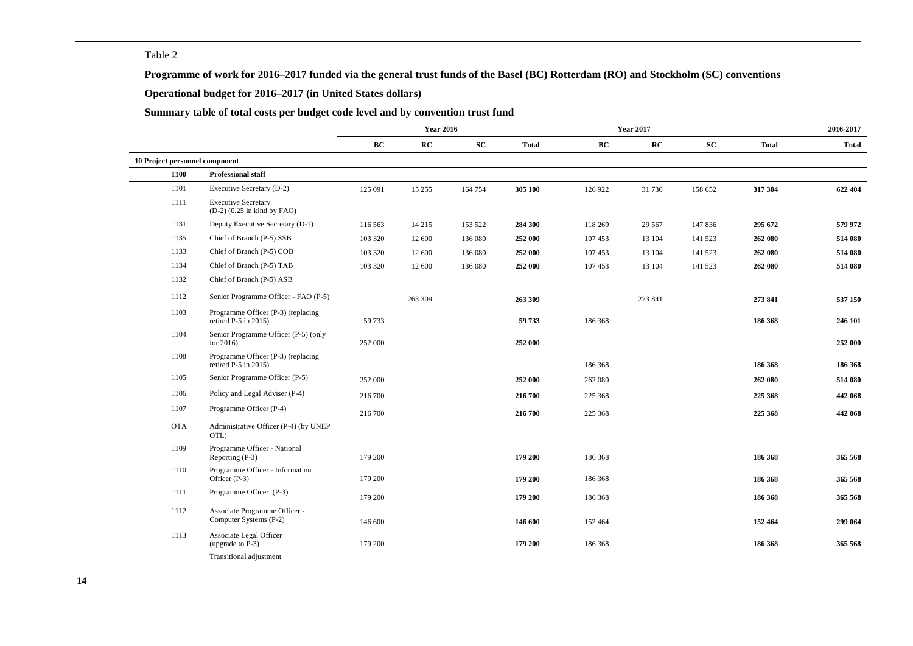Table 2

**Programme of work for 2016–2017 funded via the general trust funds of the Basel (BC) Rotterdam (RO) and Stockholm (SC) conventions**

**Operational budget for 2016–2017 (in United States dollars)**

**Summary table of total costs per budget code level and by convention trust fund**

| | | Year 2016 | | | | Year 2017 | | | | 2016-2017 |
|---|---|---|---|---|---|---|---|---|---|---|
| | | BC | RC | SC | Total | BC | RC | SC | Total | Total |
| **10 Project personnel component** | | | | | | | | | | |
| **1100** | **Professional staff** | | | | | | | | | |
| 1101 | Executive Secretary (D-2) | 125 091 | 15 255 | 164 754 | **305 100** | 126 922 | 31 730 | 158 652 | **317 304** | **622 404** |
| 1111 | Executive Secretary (D-2) (0.25 in kind by FAO) | | | | | | | | | |
| 1131 | Deputy Executive Secretary (D-1) | 116 563 | 14 215 | 153 522 | **284 300** | 118 269 | 29 567 | 147 836 | **295 672** | **579 972** |
| 1135 | Chief of Branch (P-5) SSB | 103 320 | 12 600 | 136 080 | **252 000** | 107 453 | 13 104 | 141 523 | **262 080** | **514 080** |
| 1133 | Chief of Branch (P-5) COB | 103 320 | 12 600 | 136 080 | **252 000** | 107 453 | 13 104 | 141 523 | **262 080** | **514 080** |
| 1134 | Chief of Branch (P-5) TAB | 103 320 | 12 600 | 136 080 | **252 000** | 107 453 | 13 104 | 141 523 | **262 080** | **514 080** |
| 1132 | Chief of Branch (P-5) ASB | | | | | | | | | |
| 1112 | Senior Programme Officer - FAO (P-5) | | 263 309 | | **263 309** | | 273 841 | | **273 841** | **537 150** |
| 1103 | Programme Officer (P-3) (replacing retired P-5 in 2015) | 59 733 | | | **59 733** | 186 368 | | | **186 368** | **246 101** |
| 1104 | Senior Programme Officer (P-5) (only for 2016) | 252 000 | | | **252 000** | | | | | **252 000** |
| 1108 | Programme Officer (P-3) (replacing retired P-5 in 2015) | | | | | 186 368 | | | **186 368** | **186 368** |
| 1105 | Senior Programme Officer (P-5) | 252 000 | | | **252 000** | 262 080 | | | **262 080** | **514 080** |
| 1106 | Policy and Legal Adviser (P-4) | 216 700 | | | **216 700** | 225 368 | | | **225 368** | **442 068** |
| 1107 | Programme Officer (P-4) | 216 700 | | | **216 700** | 225 368 | | | **225 368** | **442 068** |
| OTA | Administrative Officer (P-4) (by UNEP OTL) | | | | | | | | | |
| 1109 | Programme Officer - National Reporting (P-3) | 179 200 | | | **179 200** | 186 368 | | | **186 368** | **365 568** |
| 1110 | Programme Officer - Information Officer (P-3) | 179 200 | | | **179 200** | 186 368 | | | **186 368** | **365 568** |
| 1111 | Programme Officer (P-3) | 179 200 | | | **179 200** | 186 368 | | | **186 368** | **365 568** |
| 1112 | Associate Programme Officer - Computer Systems (P-2) | 146 600 | | | **146 600** | 152 464 | | | **152 464** | **299 064** |
| 1113 | Associate Legal Officer (upgrade to P-3) | 179 200 | | | **179 200** | 186 368 | | | **186 368** | **365 568** |
| | Transitional adjustment | | | | | | | | | |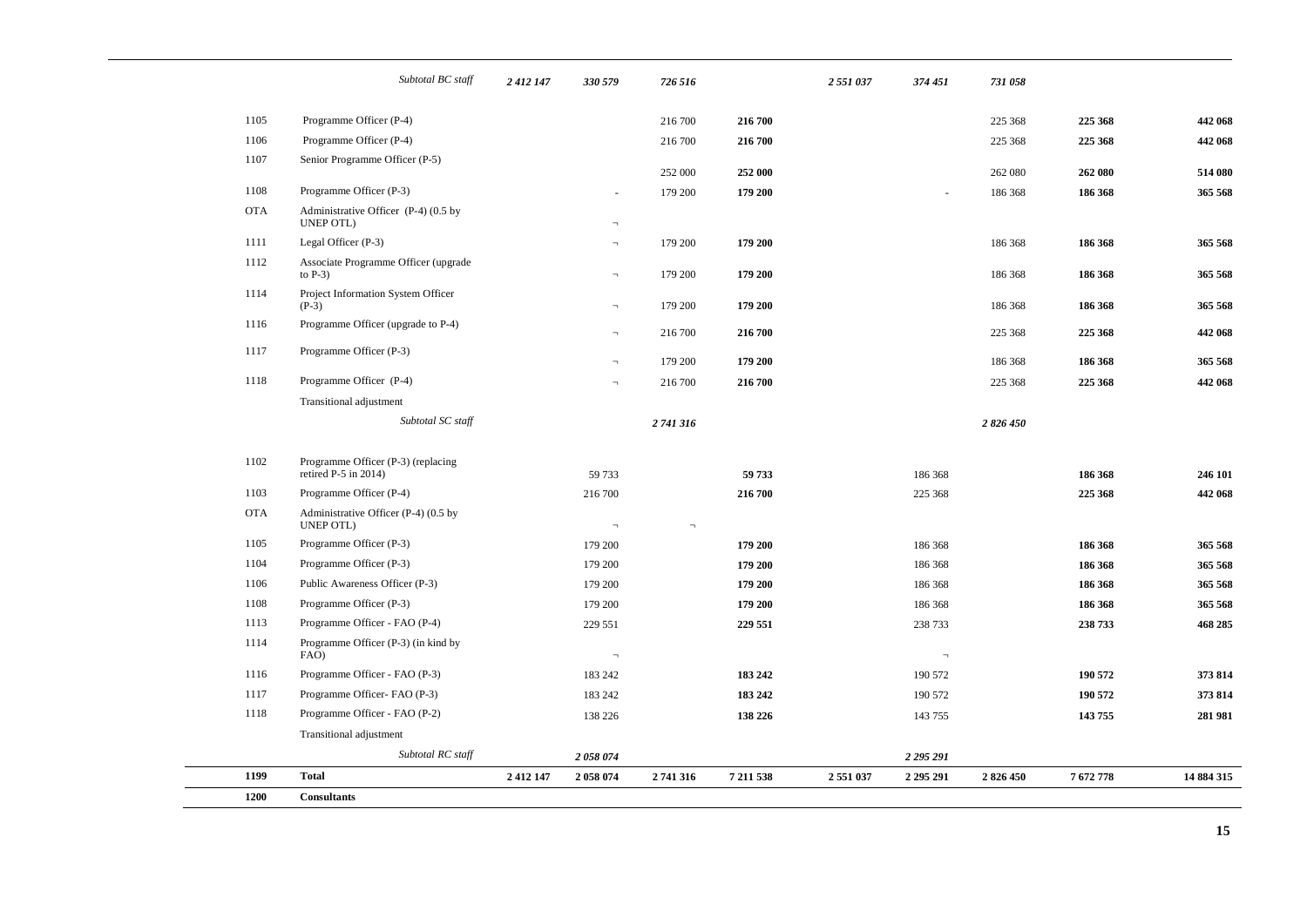| | | | | | | | | | | |
|---|---|---|---|---|---|---|---|---|---|---|
| | *Subtotal BC staff* | *2 412 147* | *330 579* | *726 516* | | *2 551 037* | *374 451* | *731 058* | | |
| 1105 | Programme Officer (P-4) | | | 216 700 | **216 700** | | | 225 368 | **225 368** | **442 068** |
| 1106 | Programme Officer (P-4) | | | 216 700 | **216 700** | | | 225 368 | **225 368** | **442 068** |
| 1107 | Senior Programme Officer (P-5) | | | 252 000 | **252 000** | | | 262 080 | **262 080** | **514 080** |
| 1108 | Programme Officer (P-3) | | - | 179 200 | **179 200** | | - | 186 368 | **186 368** | **365 568** |
| OTA | Administrative Officer (P-4) (0.5 by UNEP OTL) | | ¬ | | | | | | | |
| 1111 | Legal Officer (P-3) | | ¬ | 179 200 | **179 200** | | | 186 368 | **186 368** | **365 568** |
| 1112 | Associate Programme Officer (upgrade to P-3) | | ¬ | 179 200 | **179 200** | | | 186 368 | **186 368** | **365 568** |
| 1114 | Project Information System Officer (P-3) | | ¬ | 179 200 | **179 200** | | | 186 368 | **186 368** | **365 568** |
| 1116 | Programme Officer (upgrade to P-4) | | ¬ | 216 700 | **216 700** | | | 225 368 | **225 368** | **442 068** |
| 1117 | Programme Officer (P-3) | | ¬ | 179 200 | **179 200** | | | 186 368 | **186 368** | **365 568** |
| 1118 | Programme Officer (P-4) | | ¬ | 216 700 | **216 700** | | | 225 368 | **225 368** | **442 068** |
| | Transitional adjustment | | | | | | | | | |
| | *Subtotal SC staff* | | | *2 741 316* | | | | *2 826 450* | | |
| 1102 | Programme Officer (P-3) (replacing retired P-5 in 2014) | | 59 733 | | **59 733** | | 186 368 | | **186 368** | **246 101** |
| 1103 | Programme Officer (P-4) | | 216 700 | | **216 700** | | 225 368 | | **225 368** | **442 068** |
| OTA | Administrative Officer (P-4) (0.5 by UNEP OTL) | | ¬ | ¬ | | | | | | |
| 1105 | Programme Officer (P-3) | | 179 200 | | **179 200** | | 186 368 | | **186 368** | **365 568** |
| 1104 | Programme Officer (P-3) | | 179 200 | | **179 200** | | 186 368 | | **186 368** | **365 568** |
| 1106 | Public Awareness Officer (P-3) | | 179 200 | | **179 200** | | 186 368 | | **186 368** | **365 568** |
| 1108 | Programme Officer (P-3) | | 179 200 | | **179 200** | | 186 368 | | **186 368** | **365 568** |
| 1113 | Programme Officer - FAO (P-4) | | 229 551 | | **229 551** | | 238 733 | | **238 733** | **468 285** |
| 1114 | Programme Officer (P-3) (in kind by FAO) | | ¬ | | | | ¬ | | | |
| 1116 | Programme Officer - FAO (P-3) | | 183 242 | | **183 242** | | 190 572 | | **190 572** | **373 814** |
| 1117 | Programme Officer- FAO (P-3) | | 183 242 | | **183 242** | | 190 572 | | **190 572** | **373 814** |
| 1118 | Programme Officer - FAO (P-2) | | 138 226 | | **138 226** | | 143 755 | | **143 755** | **281 981** |
| | Transitional adjustment | | | | | | | | | |
| | *Subtotal RC staff* | | *2 058 074* | | | | *2 295 291* | | | |
| **1199** | **Total** | **2 412 147** | **2 058 074** | **2 741 316** | **7 211 538** | **2 551 037** | **2 295 291** | **2 826 450** | **7 672 778** | **14 884 315** |
| **1200** | **Consultants** | | | | | | | | | |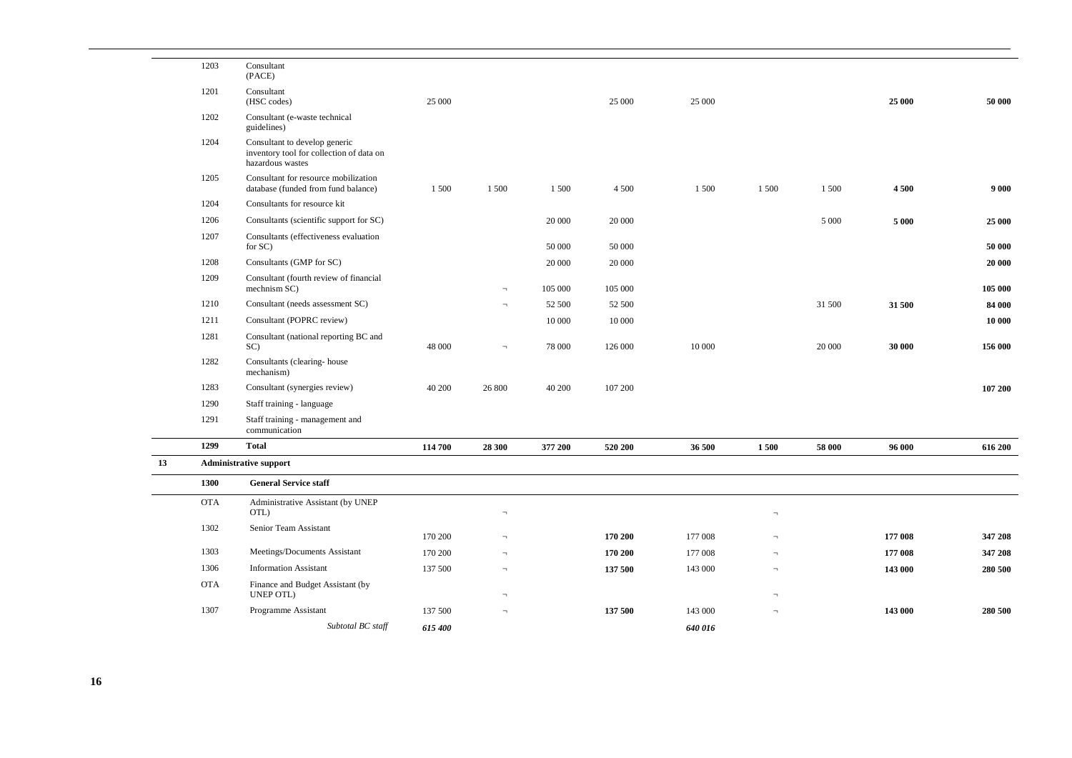| | | | | | | | | | | | |
|---|---|---|---|---|---|---|---|---|---|---|---|
| | 1203 | Consultant (PACE) | | | | | | | | | |
| | 1201 | Consultant (HSC codes) | 25 000 | | | 25 000 | 25 000 | | | **25 000** | **50 000** |
| | 1202 | Consultant (e-waste technical guidelines) | | | | | | | | | |
| | 1204 | Consultant to develop generic inventory tool for collection of data on hazardous wastes | | | | | | | | | |
| | 1205 | Consultant for resource mobilization database (funded from fund balance) | 1 500 | 1 500 | 1 500 | 4 500 | 1 500 | 1 500 | 1 500 | **4 500** | **9 000** |
| | 1204 | Consultants for resource kit | | | | | | | | | |
| | 1206 | Consultants (scientific support for SC) | | | 20 000 | 20 000 | | | 5 000 | **5 000** | **25 000** |
| | 1207 | Consultants (effectiveness evaluation for SC) | | | 50 000 | 50 000 | | | | | **50 000** |
| | 1208 | Consultants (GMP for SC) | | | 20 000 | 20 000 | | | | | **20 000** |
| | 1209 | Consultant (fourth review of financial mechnism SC) | | ¬ | 105 000 | 105 000 | | | | | **105 000** |
| | 1210 | Consultant (needs assessment SC) | | ¬ | 52 500 | 52 500 | | | 31 500 | **31 500** | **84 000** |
| | 1211 | Consultant (POPRC review) | | | 10 000 | 10 000 | | | | | **10 000** |
| | 1281 | Consultant (national reporting BC and SC) | 48 000 | ¬ | 78 000 | 126 000 | 10 000 | | 20 000 | **30 000** | **156 000** |
| | 1282 | Consultants (clearing- house mechanism) | | | | | | | | | |
| | 1283 | Consultant (synergies review) | 40 200 | 26 800 | 40 200 | 107 200 | | | | | **107 200** |
| | 1290 | Staff training - language | | | | | | | | | |
| | 1291 | Staff training - management and communication | | | | | | | | | |
| | **1299** | **Total** | **114 700** | **28 300** | **377 200** | **520 200** | **36 500** | **1 500** | **58 000** | **96 000** | **616 200** |
| **13** | | **Administrative support** | | | | | | | | | |
| | **1300** | **General Service staff** | | | | | | | | | |
| | OTA | Administrative Assistant (by UNEP OTL) | | ¬ | | | | ¬ | | | |
| | 1302 | Senior Team Assistant | 170 200 | ¬ | | **170 200** | 177 008 | ¬ | | **177 008** | **347 208** |
| | 1303 | Meetings/Documents Assistant | 170 200 | ¬ | | **170 200** | 177 008 | ¬ | | **177 008** | **347 208** |
| | 1306 | Information Assistant | 137 500 | ¬ | | **137 500** | 143 000 | ¬ | | **143 000** | **280 500** |
| | OTA | Finance and Budget Assistant (by UNEP OTL) | | ¬ | | | | ¬ | | | |
| | 1307 | Programme Assistant | 137 500 | ¬ | | **137 500** | 143 000 | ¬ | | **143 000** | **280 500** |
| | | *Subtotal BC staff* | *615 400* | | | | *640 016* | | | | |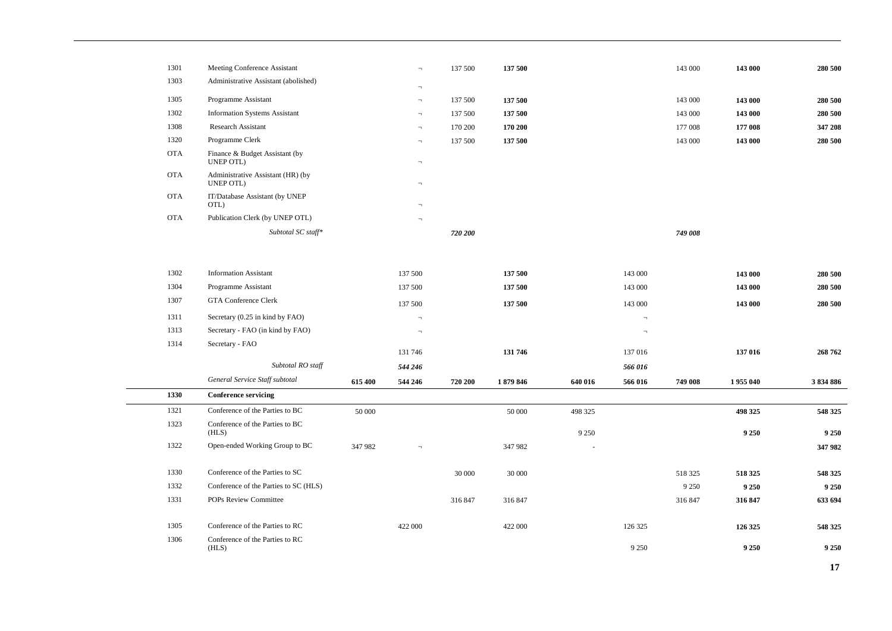| | | | | | | | | | | |
|---|---|---|---|---|---|---|---|---|---|---|
| 1301 | Meeting Conference Assistant | | ¬ | 137 500 | **137 500** | | | 143 000 | **143 000** | **280 500** |
| 1303 | Administrative Assistant (abolished) | | ¬ | | | | | | | |
| 1305 | Programme Assistant | | ¬ | 137 500 | **137 500** | | | 143 000 | **143 000** | **280 500** |
| 1302 | Information Systems Assistant | | ¬ | 137 500 | **137 500** | | | 143 000 | **143 000** | **280 500** |
| 1308 | Research Assistant | | ¬ | 170 200 | **170 200** | | | 177 008 | **177 008** | **347 208** |
| 1320 | Programme Clerk | | ¬ | 137 500 | **137 500** | | | 143 000 | **143 000** | **280 500** |
| OTA | Finance & Budget Assistant (by UNEP OTL) | | ¬ | | | | | | | |
| OTA | Administrative Assistant (HR) (by UNEP OTL) | | ¬ | | | | | | | |
| OTA | IT/Database Assistant (by UNEP OTL) | | ¬ | | | | | | | |
| OTA | Publication Clerk (by UNEP OTL) | | ¬ | | | | | | | |
| | *Subtotal SC staff** | | | *720 200* | | | | *749 008* | | |
| | | | | | | | | | | |
| 1302 | Information Assistant | | 137 500 | | **137 500** | | 143 000 | | **143 000** | **280 500** |
| 1304 | Programme Assistant | | 137 500 | | **137 500** | | 143 000 | | **143 000** | **280 500** |
| 1307 | GTA Conference Clerk | | 137 500 | | **137 500** | | 143 000 | | **143 000** | **280 500** |
| 1311 | Secretary (0.25 in kind by FAO) | | ¬ | | | | ¬ | | | |
| 1313 | Secretary - FAO (in kind by FAO) | | ¬ | | | | ¬ | | | |
| 1314 | Secretary - FAO | | 131 746 | | **131 746** | | 137 016 | | **137 016** | **268 762** |
| | *Subtotal RO staff* | | *544 246* | | | | *566 016* | | | |
| | *General Service Staff subtotal* | **615 400** | **544 246** | **720 200** | **1 879 846** | **640 016** | **566 016** | **749 008** | **1 955 040** | **3 834 886** |
| **1330** | **Conference servicing** | | | | | | | | | |
| 1321 | Conference of the Parties to BC | 50 000 | | | 50 000 | 498 325 | | | **498 325** | **548 325** |
| 1323 | Conference of the Parties to BC (HLS) | | | | | 9 250 | | | **9 250** | **9 250** |
| 1322 | Open-ended Working Group to BC | 347 982 | ¬ | | 347 982 | - | | | | **347 982** |
| | | | | | | | | | | |
| 1330 | Conference of the Parties to SC | | | 30 000 | 30 000 | | | 518 325 | **518 325** | **548 325** |
| 1332 | Conference of the Parties to SC (HLS) | | | | | | | 9 250 | **9 250** | **9 250** |
| 1331 | POPs Review Committee | | | 316 847 | 316 847 | | | 316 847 | **316 847** | **633 694** |
| | | | | | | | | | | |
| 1305 | Conference of the Parties to RC | | 422 000 | | 422 000 | | 126 325 | | **126 325** | **548 325** |
| 1306 | Conference of the Parties to RC (HLS) | | | | | | 9 250 | | **9 250** | **9 250** |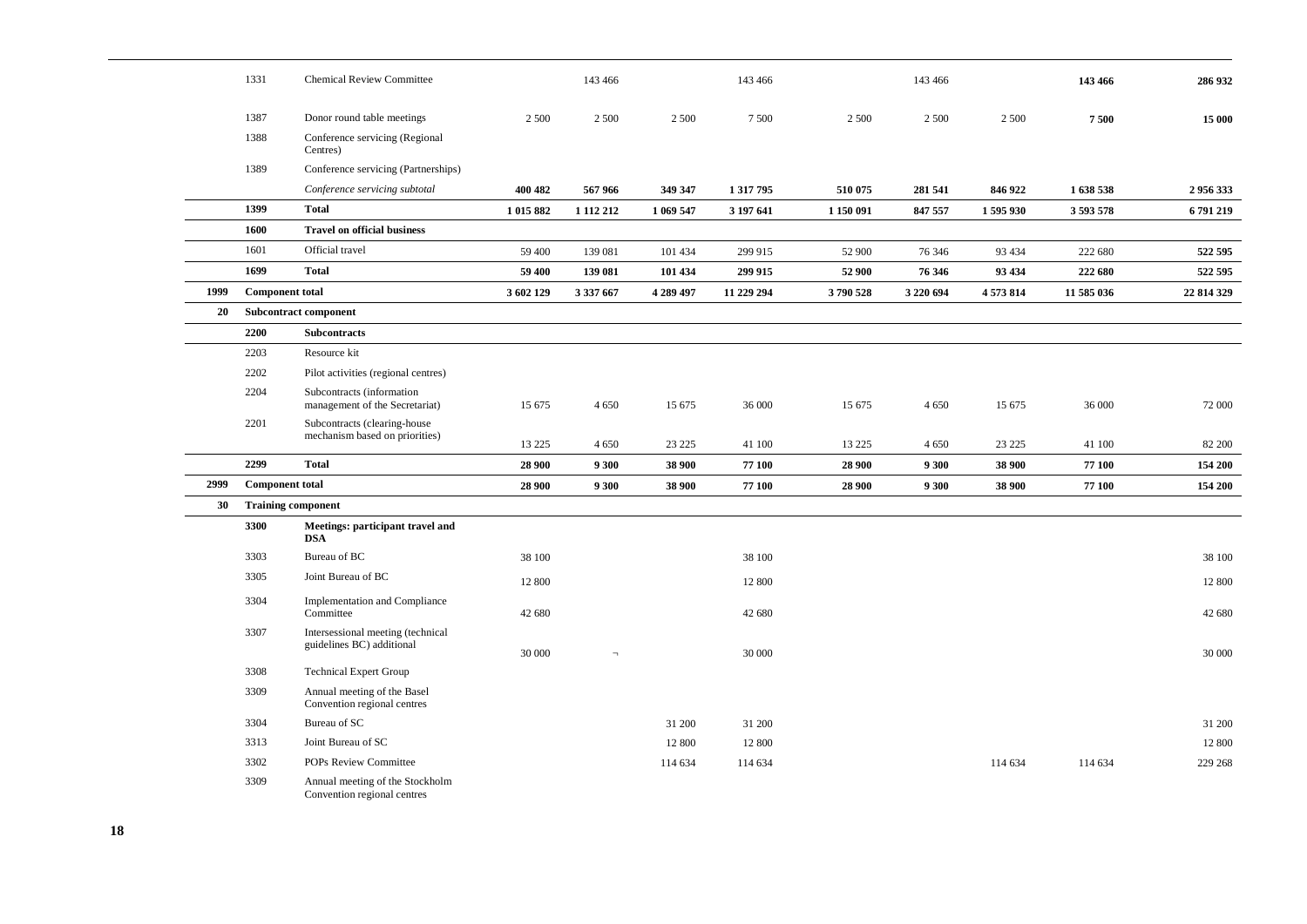| | | | | | | | | | | | |
|---|---|---|---|---|---|---|---|---|---|---|---|
| | 1331 | Chemical Review Committee | | 143 466 | | 143 466 | | 143 466 | | **143 466** | **286 932** |
| | 1387 | Donor round table meetings | 2 500 | 2 500 | 2 500 | 7 500 | 2 500 | 2 500 | 2 500 | **7 500** | **15 000** |
| | 1388 | Conference servicing (Regional Centres) | | | | | | | | | |
| | 1389 | Conference servicing (Partnerships) | | | | | | | | | |
| | | *Conference servicing subtotal* | **400 482** | **567 966** | **349 347** | **1 317 795** | **510 075** | **281 541** | **846 922** | **1 638 538** | **2 956 333** |
| | **1399** | **Total** | **1 015 882** | **1 112 212** | **1 069 547** | **3 197 641** | **1 150 091** | **847 557** | **1 595 930** | **3 593 578** | **6 791 219** |
| | **1600** | **Travel on official business** | | | | | | | | | |
| | 1601 | Official travel | 59 400 | 139 081 | 101 434 | 299 915 | 52 900 | 76 346 | 93 434 | 222 680 | **522 595** |
| | **1699** | **Total** | **59 400** | **139 081** | **101 434** | **299 915** | **52 900** | **76 346** | **93 434** | **222 680** | **522 595** |
| **1999** | **Component total** | | **3 602 129** | **3 337 667** | **4 289 497** | **11 229 294** | **3 790 528** | **3 220 694** | **4 573 814** | **11 585 036** | **22 814 329** |
| **20** | **Subcontract component** | | | | | | | | | | |
| | **2200** | **Subcontracts** | | | | | | | | | |
| | 2203 | Resource kit | | | | | | | | | |
| | 2202 | Pilot activities (regional centres) | | | | | | | | | |
| | 2204 | Subcontracts (information management of the Secretariat) | 15 675 | 4 650 | 15 675 | 36 000 | 15 675 | 4 650 | 15 675 | 36 000 | 72 000 |
| | 2201 | Subcontracts (clearing-house mechanism based on priorities) | 13 225 | 4 650 | 23 225 | 41 100 | 13 225 | 4 650 | 23 225 | 41 100 | 82 200 |
| | **2299** | **Total** | **28 900** | **9 300** | **38 900** | **77 100** | **28 900** | **9 300** | **38 900** | **77 100** | **154 200** |
| **2999** | **Component total** | | **28 900** | **9 300** | **38 900** | **77 100** | **28 900** | **9 300** | **38 900** | **77 100** | **154 200** |
| **30** | **Training component** | | | | | | | | | | |
| | **3300** | **Meetings: participant travel and DSA** | | | | | | | | | |
| | 3303 | Bureau of BC | 38 100 | | | 38 100 | | | | | 38 100 |
| | 3305 | Joint Bureau of BC | 12 800 | | | 12 800 | | | | | 12 800 |
| | 3304 | Implementation and Compliance Committee | 42 680 | | | 42 680 | | | | | 42 680 |
| | 3307 | Intersessional meeting (technical guidelines BC) additional | 30 000 | ¬ | | 30 000 | | | | | 30 000 |
| | 3308 | Technical Expert Group | | | | | | | | | |
| | 3309 | Annual meeting of the Basel Convention regional centres | | | | | | | | | |
| | 3304 | Bureau of SC | | | 31 200 | 31 200 | | | | | 31 200 |
| | 3313 | Joint Bureau of SC | | | 12 800 | 12 800 | | | | | 12 800 |
| | 3302 | POPs Review Committee | | | 114 634 | 114 634 | | | 114 634 | 114 634 | 229 268 |
| | 3309 | Annual meeting of the Stockholm Convention regional centres | | | | | | | | | |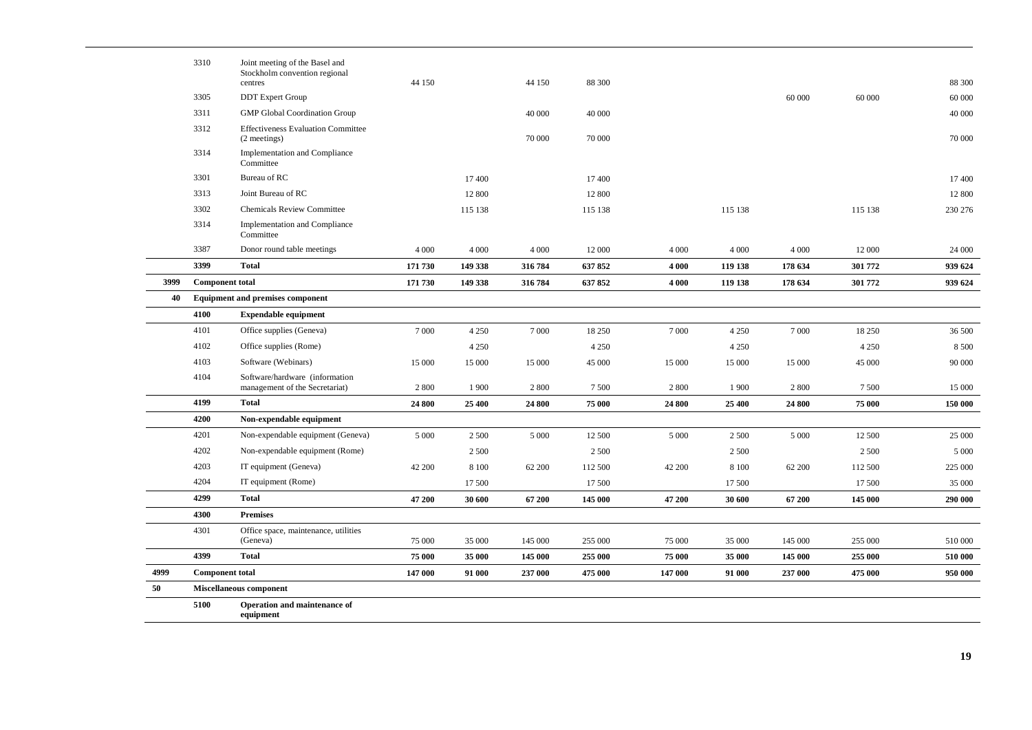| | | | | | | | | | | | |
|---|---|---|---|---|---|---|---|---|---|---|---|
| | 3310 | Joint meeting of the Basel and Stockholm convention regional centres | 44 150 | | 44 150 | 88 300 | | | | | 88 300 |
| | 3305 | DDT Expert Group | | | | | | | 60 000 | 60 000 | 60 000 |
| | 3311 | GMP Global Coordination Group | | | 40 000 | 40 000 | | | | | 40 000 |
| | 3312 | Effectiveness Evaluation Committee (2 meetings) | | | 70 000 | 70 000 | | | | | 70 000 |
| | 3314 | Implementation and Compliance Committee | | | | | | | | | |
| | 3301 | Bureau of RC | | 17 400 | | 17 400 | | | | | 17 400 |
| | 3313 | Joint Bureau of RC | | 12 800 | | 12 800 | | | | | 12 800 |
| | 3302 | Chemicals Review Committee | | 115 138 | | 115 138 | | 115 138 | | 115 138 | 230 276 |
| | 3314 | Implementation and Compliance Committee | | | | | | | | | |
| | 3387 | Donor round table meetings | 4 000 | 4 000 | 4 000 | 12 000 | 4 000 | 4 000 | 4 000 | 12 000 | 24 000 |
| | **3399** | **Total** | **171 730** | **149 338** | **316 784** | **637 852** | **4 000** | **119 138** | **178 634** | **301 772** | **939 624** |
| **3999** | **Component total** | | **171 730** | **149 338** | **316 784** | **637 852** | **4 000** | **119 138** | **178 634** | **301 772** | **939 624** |
| **40** | **Equipment and premises component** | | | | | | | | | | |
| | **4100** | **Expendable equipment** | | | | | | | | | |
| | 4101 | Office supplies (Geneva) | 7 000 | 4 250 | 7 000 | 18 250 | 7 000 | 4 250 | 7 000 | 18 250 | 36 500 |
| | 4102 | Office supplies (Rome) | | 4 250 | | 4 250 | | 4 250 | | 4 250 | 8 500 |
| | 4103 | Software (Webinars) | 15 000 | 15 000 | 15 000 | 45 000 | 15 000 | 15 000 | 15 000 | 45 000 | 90 000 |
| | 4104 | Software/hardware (information management of the Secretariat) | 2 800 | 1 900 | 2 800 | 7 500 | 2 800 | 1 900 | 2 800 | 7 500 | 15 000 |
| | **4199** | **Total** | **24 800** | **25 400** | **24 800** | **75 000** | **24 800** | **25 400** | **24 800** | **75 000** | **150 000** |
| | **4200** | **Non-expendable equipment** | | | | | | | | | |
| | 4201 | Non-expendable equipment (Geneva) | 5 000 | 2 500 | 5 000 | 12 500 | 5 000 | 2 500 | 5 000 | 12 500 | 25 000 |
| | 4202 | Non-expendable equipment (Rome) | | 2 500 | | 2 500 | | 2 500 | | 2 500 | 5 000 |
| | 4203 | IT equipment (Geneva) | 42 200 | 8 100 | 62 200 | 112 500 | 42 200 | 8 100 | 62 200 | 112 500 | 225 000 |
| | 4204 | IT equipment (Rome) | | 17 500 | | 17 500 | | 17 500 | | 17 500 | 35 000 |
| | **4299** | **Total** | **47 200** | **30 600** | **67 200** | **145 000** | **47 200** | **30 600** | **67 200** | **145 000** | **290 000** |
| | **4300** | **Premises** | | | | | | | | | |
| | 4301 | Office space, maintenance, utilities (Geneva) | 75 000 | 35 000 | 145 000 | 255 000 | 75 000 | 35 000 | 145 000 | 255 000 | 510 000 |
| | **4399** | **Total** | **75 000** | **35 000** | **145 000** | **255 000** | **75 000** | **35 000** | **145 000** | **255 000** | **510 000** |
| **4999** | **Component total** | | **147 000** | **91 000** | **237 000** | **475 000** | **147 000** | **91 000** | **237 000** | **475 000** | **950 000** |
| **50** | **Miscellaneous component** | | | | | | | | | | |
| | **5100** | **Operation and maintenance of equipment** | | | | | | | | | |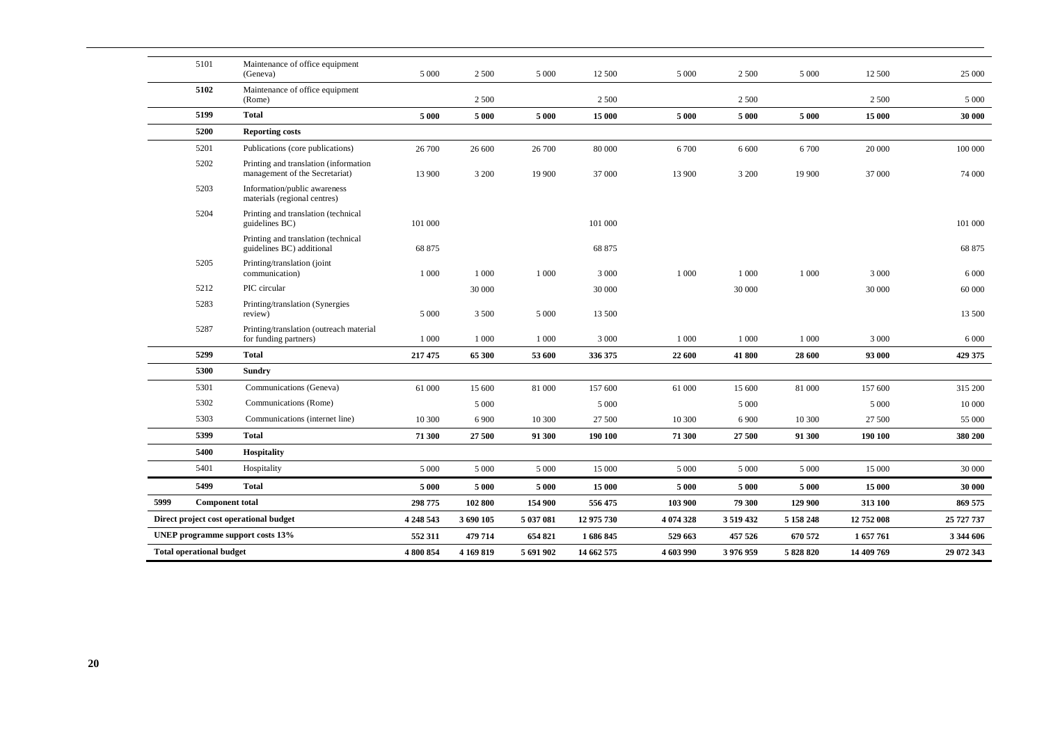| | | | | | | | | | | |
|---|---|---|---|---|---|---|---|---|---|---|
| 5101 | Maintenance of office equipment (Geneva) | 5 000 | 2 500 | 5 000 | 12 500 | 5 000 | 2 500 | 5 000 | 12 500 | 25 000 |
| **5102** | Maintenance of office equipment (Rome) | | 2 500 | | 2 500 | | 2 500 | | 2 500 | 5 000 |
| **5199** | **Total** | **5 000** | **5 000** | **5 000** | **15 000** | **5 000** | **5 000** | **5 000** | **15 000** | **30 000** |
| **5200** | **Reporting costs** | | | | | | | | | |
| 5201 | Publications (core publications) | 26 700 | 26 600 | 26 700 | 80 000 | 6 700 | 6 600 | 6 700 | 20 000 | 100 000 |
| 5202 | Printing and translation (information management of the Secretariat) | 13 900 | 3 200 | 19 900 | 37 000 | 13 900 | 3 200 | 19 900 | 37 000 | 74 000 |
| 5203 | Information/public awareness materials (regional centres) | | | | | | | | | |
| 5204 | Printing and translation (technical guidelines BC) | 101 000 | | | 101 000 | | | | | 101 000 |
| | Printing and translation (technical guidelines BC) additional | 68 875 | | | 68 875 | | | | | 68 875 |
| 5205 | Printing/translation (joint communication) | 1 000 | 1 000 | 1 000 | 3 000 | 1 000 | 1 000 | 1 000 | 3 000 | 6 000 |
| 5212 | PIC circular | | 30 000 | | 30 000 | | 30 000 | | 30 000 | 60 000 |
| 5283 | Printing/translation (Synergies review) | 5 000 | 3 500 | 5 000 | 13 500 | | | | | 13 500 |
| 5287 | Printing/translation (outreach material for funding partners) | 1 000 | 1 000 | 1 000 | 3 000 | 1 000 | 1 000 | 1 000 | 3 000 | 6 000 |
| **5299** | **Total** | **217 475** | **65 300** | **53 600** | **336 375** | **22 600** | **41 800** | **28 600** | **93 000** | **429 375** |
| **5300** | **Sundry** | | | | | | | | | |
| 5301 | Communications (Geneva) | 61 000 | 15 600 | 81 000 | 157 600 | 61 000 | 15 600 | 81 000 | 157 600 | 315 200 |
| 5302 | Communications (Rome) | | 5 000 | | 5 000 | | 5 000 | | 5 000 | 10 000 |
| 5303 | Communications (internet line) | 10 300 | 6 900 | 10 300 | 27 500 | 10 300 | 6 900 | 10 300 | 27 500 | 55 000 |
| **5399** | **Total** | **71 300** | **27 500** | **91 300** | **190 100** | **71 300** | **27 500** | **91 300** | **190 100** | **380 200** |
| **5400** | **Hospitality** | | | | | | | | | |
| 5401 | Hospitality | 5 000 | 5 000 | 5 000 | 15 000 | 5 000 | 5 000 | 5 000 | 15 000 | 30 000 |
| **5499** | **Total** | **5 000** | **5 000** | **5 000** | **15 000** | **5 000** | **5 000** | **5 000** | **15 000** | **30 000** |
| **5999** | **Component total** | **298 775** | **102 800** | **154 900** | **556 475** | **103 900** | **79 300** | **129 900** | **313 100** | **869 575** |
| **Direct project cost operational budget** | | **4 248 543** | **3 690 105** | **5 037 081** | **12 975 730** | **4 074 328** | **3 519 432** | **5 158 248** | **12 752 008** | **25 727 737** |
| **UNEP programme support costs 13%** | | **552 311** | **479 714** | **654 821** | **1 686 845** | **529 663** | **457 526** | **670 572** | **1 657 761** | **3 344 606** |
| **Total operational budget** | | **4 800 854** | **4 169 819** | **5 691 902** | **14 662 575** | **4 603 990** | **3 976 959** | **5 828 820** | **14 409 769** | **29 072 343** |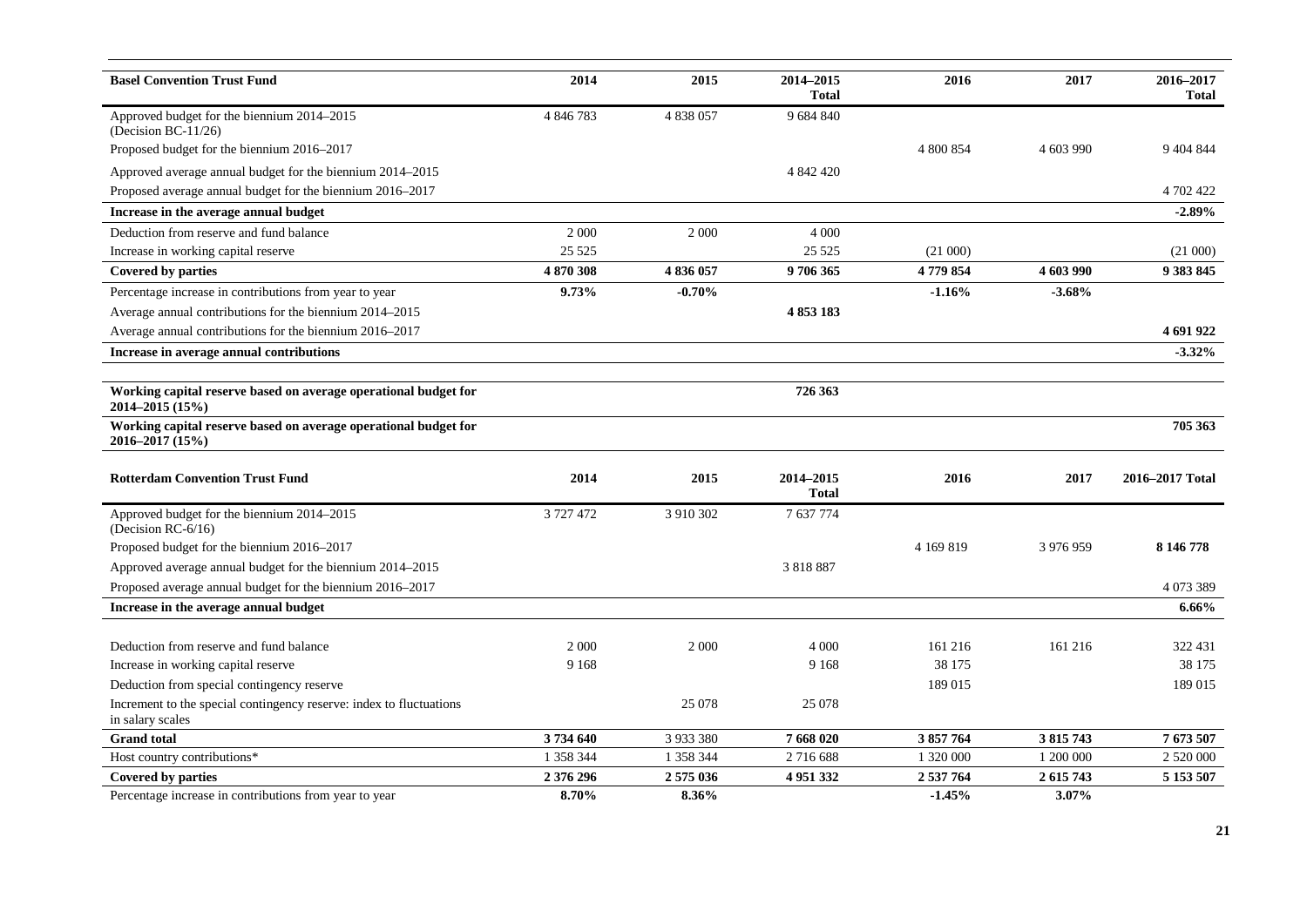| Basel Convention Trust Fund | 2014 | 2015 | 2014–2015 Total | 2016 | 2017 | 2016–2017 Total |
|---|---|---|---|---|---|---|
| Approved budget for the biennium 2014–2015 (Decision BC-11/26) | 4 846 783 | 4 838 057 | 9 684 840 | | | |
| Proposed budget for the biennium 2016–2017 | | | | 4 800 854 | 4 603 990 | 9 404 844 |
| Approved average annual budget for the biennium 2014–2015 | | | 4 842 420 | | | |
| Proposed average annual budget for the biennium 2016–2017 | | | | | | 4 702 422 |
| **Increase in the average annual budget** | | | | | | **-2.89%** |
| Deduction from reserve and fund balance | 2 000 | 2 000 | 4 000 | | | |
| Increase in working capital reserve | 25 525 | | 25 525 | (21 000) | | (21 000) |
| **Covered by parties** | **4 870 308** | **4 836 057** | **9 706 365** | **4 779 854** | **4 603 990** | **9 383 845** |
| Percentage increase in contributions from year to year | **9.73%** | **-0.70%** | | **-1.16%** | **-3.68%** | |
| Average annual contributions for the biennium 2014–2015 | | | **4 853 183** | | | |
| Average annual contributions for the biennium 2016–2017 | | | | | | **4 691 922** |
| **Increase in average annual contributions** | | | | | | **-3.32%** |
| | | | | | | |
| **Working capital reserve based on average operational budget for 2014–2015 (15%)** | | | **726 363** | | | |
| **Working capital reserve based on average operational budget for 2016–2017 (15%)** | | | | | | **705 363** |

| Rotterdam Convention Trust Fund | 2014 | 2015 | 2014–2015 Total | 2016 | 2017 | 2016–2017 Total |
|---|---|---|---|---|---|---|
| Approved budget for the biennium 2014–2015 (Decision RC-6/16) | 3 727 472 | 3 910 302 | 7 637 774 | | | |
| Proposed budget for the biennium 2016–2017 | | | | 4 169 819 | 3 976 959 | **8 146 778** |
| Approved average annual budget for the biennium 2014–2015 | | | 3 818 887 | | | |
| Proposed average annual budget for the biennium 2016–2017 | | | | | | 4 073 389 |
| **Increase in the average annual budget** | | | | | | **6.66%** |
| | | | | | | |
| Deduction from reserve and fund balance | 2 000 | 2 000 | 4 000 | 161 216 | 161 216 | 322 431 |
| Increase in working capital reserve | 9 168 | | 9 168 | 38 175 | | 38 175 |
| Deduction from special contingency reserve | | | | 189 015 | | 189 015 |
| Increment to the special contingency reserve: index to fluctuations in salary scales | | 25 078 | 25 078 | | | |
| **Grand total** | **3 734 640** | 3 933 380 | **7 668 020** | **3 857 764** | **3 815 743** | **7 673 507** |
| Host country contributions* | 1 358 344 | 1 358 344 | 2 716 688 | 1 320 000 | 1 200 000 | 2 520 000 |
| **Covered by parties** | **2 376 296** | **2 575 036** | **4 951 332** | **2 537 764** | **2 615 743** | **5 153 507** |
| Percentage increase in contributions from year to year | **8.70%** | **8.36%** | | **-1.45%** | **3.07%** | |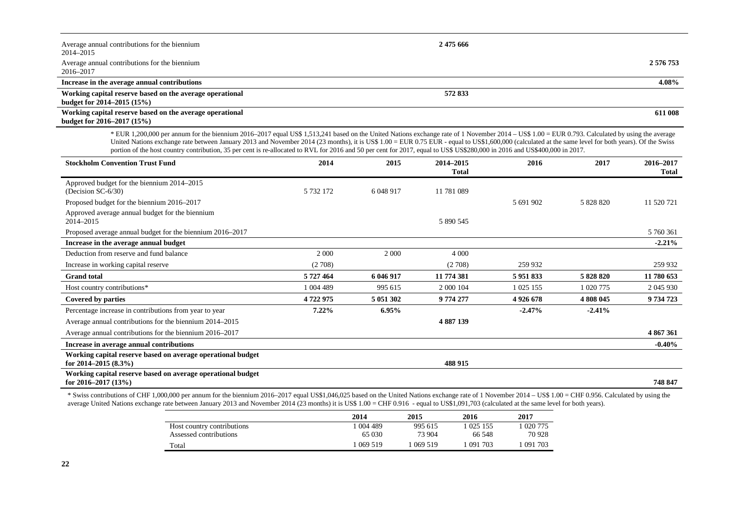| | | | | | | |
|---|---|---|---|---|---|---|
| Average annual contributions for the biennium 2014–2015 | | | **2 475 666** | | | |
| Average annual contributions for the biennium 2016–2017 | | | | | | **2 576 753** |
| **Increase in the average annual contributions** | | | | | | **4.08%** |
| **Working capital reserve based on the average operational budget for 2014–2015 (15%)** | | | **572 833** | | | |
| **Working capital reserve based on the average operational budget for 2016–2017 (15%)** | | | | | | **611 008** |

* EUR 1,200,000 per annum for the biennium 2016–2017 equal US$ 1,513,241 based on the United Nations exchange rate of 1 November 2014 – US$ 1.00 = EUR 0.793. Calculated by using the average United Nations exchange rate between January 2013 and November 2014 (23 months), it is US$ 1.00 = EUR 0.75 EUR - equal to US$1,600,000 (calculated at the same level for both years). Of the Swiss portion of the host country contribution, 35 per cent is re-allocated to RVL for 2016 and 50 per cent for 2017, equal to US$ US$280,000 in 2016 and US$400,000 in 2017.

| **Stockholm Convention Trust Fund** | **2014** | **2015** | **2014–2015 Total** | **2016** | **2017** | **2016–2017 Total** |
|---|---|---|---|---|---|---|
| Approved budget for the biennium 2014–2015 (Decision SC-6/30) | 5 732 172 | 6 048 917 | 11 781 089 | | | |
| Proposed budget for the biennium 2016–2017 | | | | 5 691 902 | 5 828 820 | 11 520 721 |
| Approved average annual budget for the biennium 2014–2015 | | | 5 890 545 | | | |
| Proposed average annual budget for the biennium 2016–2017 | | | | | | 5 760 361 |
| **Increase in the average annual budget** | | | | | | **-2.21%** |
| Deduction from reserve and fund balance | 2 000 | 2 000 | 4 000 | | | |
| Increase in working capital reserve | (2 708) | | (2 708) | 259 932 | | 259 932 |
| **Grand total** | **5 727 464** | **6 046 917** | **11 774 381** | **5 951 833** | **5 828 820** | **11 780 653** |
| Host country contributions* | 1 004 489 | 995 615 | 2 000 104 | 1 025 155 | 1 020 775 | 2 045 930 |
| **Covered by parties** | **4 722 975** | **5 051 302** | **9 774 277** | **4 926 678** | **4 808 045** | **9 734 723** |
| Percentage increase in contributions from year to year | **7.22%** | **6.95%** | | **-2.47%** | **-2.41%** | |
| Average annual contributions for the biennium 2014–2015 | | | **4 887 139** | | | |
| Average annual contributions for the biennium 2016–2017 | | | | | | **4 867 361** |
| **Increase in average annual contributions** | | | | | | **-0.40%** |
| **Working capital reserve based on average operational budget for 2014–2015 (8.3%)** | | | **488 915** | | | |
| **Working capital reserve based on average operational budget for 2016–2017 (13%)** | | | | | | **748 847** |

* Swiss contributions of CHF 1,000,000 per annum for the biennium 2016–2017 equal US$1,046,025 based on the United Nations exchange rate of 1 November 2014 – US$ 1.00 = CHF 0.956. Calculated by using the average United Nations exchange rate between January 2013 and November 2014 (23 months) it is US$ 1.00 = CHF 0.916 - equal to US$1,091,703 (calculated at the same level for both years).

| | **2014** | **2015** | **2016** | **2017** |
|---|---|---|---|---|
| Host country contributions | 1 004 489 | 995 615 | 1 025 155 | 1 020 775 |
| Assessed contributions | 65 030 | 73 904 | 66 548 | 70 928 |
| Total | 1 069 519 | 1 069 519 | 1 091 703 | 1 091 703 |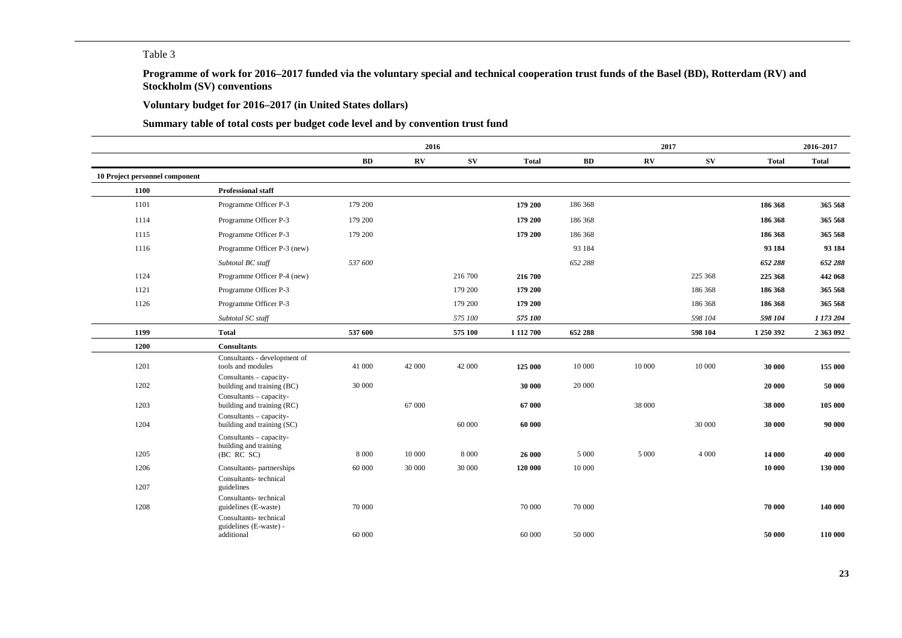Table 3

**Programme of work for 2016–2017 funded via the voluntary special and technical cooperation trust funds of the Basel (BD), Rotterdam (RV) and Stockholm (SV) conventions**

**Voluntary budget for 2016–2017 (in United States dollars)**

**Summary table of total costs per budget code level and by convention trust fund**

| | | 2016 | | | | 2017 | | | | 2016–2017 |
|---|---|---|---|---|---|---|---|---|---|---|
| | | BD | RV | SV | Total | BD | RV | SV | Total | Total |
| **10 Project personnel component** | | | | | | | | | | |
| **1100** | **Professional staff** | | | | | | | | | |
| 1101 | Programme Officer P-3 | 179 200 | | | **179 200** | 186 368 | | | **186 368** | **365 568** |
| 1114 | Programme Officer P-3 | 179 200 | | | **179 200** | 186 368 | | | **186 368** | **365 568** |
| 1115 | Programme Officer P-3 | 179 200 | | | **179 200** | 186 368 | | | **186 368** | **365 568** |
| 1116 | Programme Officer P-3 (new) | | | | | 93 184 | | | **93 184** | **93 184** |
| | *Subtotal BC staff* | *537 600* | | | | *652 288* | | | ***652 288*** | ***652 288*** |
| 1124 | Programme Officer P-4 (new) | | | 216 700 | **216 700** | | | 225 368 | **225 368** | **442 068** |
| 1121 | Programme Officer P-3 | | | 179 200 | **179 200** | | | 186 368 | **186 368** | **365 568** |
| 1126 | Programme Officer P-3 | | | 179 200 | **179 200** | | | 186 368 | **186 368** | **365 568** |
| | *Subtotal SC staff* | | | *575 100* | ***575 100*** | | | *598 104* | ***598 104*** | ***1 173 204*** |
| **1199** | **Total** | **537 600** | | **575 100** | **1 112 700** | **652 288** | | **598 104** | **1 250 392** | **2 363 092** |
| **1200** | **Consultants** | | | | | | | | | |
| 1201 | Consultants - development of tools and modules | 41 000 | 42 000 | 42 000 | **125 000** | 10 000 | 10 000 | 10 000 | **30 000** | **155 000** |
| 1202 | Consultants – capacity-building and training (BC) | 30 000 | | | **30 000** | 20 000 | | | **20 000** | **50 000** |
| 1203 | Consultants – capacity-building and training (RC) | | 67 000 | | **67 000** | | 38 000 | | **38 000** | **105 000** |
| 1204 | Consultants – capacity-building and training (SC) | | | 60 000 | **60 000** | | | 30 000 | **30 000** | **90 000** |
| 1205 | Consultants – capacity-building and training (BC RC SC) | 8 000 | 10 000 | 8 000 | **26 000** | 5 000 | 5 000 | 4 000 | **14 000** | **40 000** |
| 1206 | Consultants- partnerships | 60 000 | 30 000 | 30 000 | **120 000** | 10 000 | | | **10 000** | **130 000** |
| 1207 | Consultants- technical guidelines | | | | | | | | | |
| 1208 | Consultants- technical guidelines (E-waste) | 70 000 | | | 70 000 | 70 000 | | | **70 000** | **140 000** |
| | Consultants- technical guidelines (E-waste) - additional | 60 000 | | | 60 000 | 50 000 | | | **50 000** | **110 000** |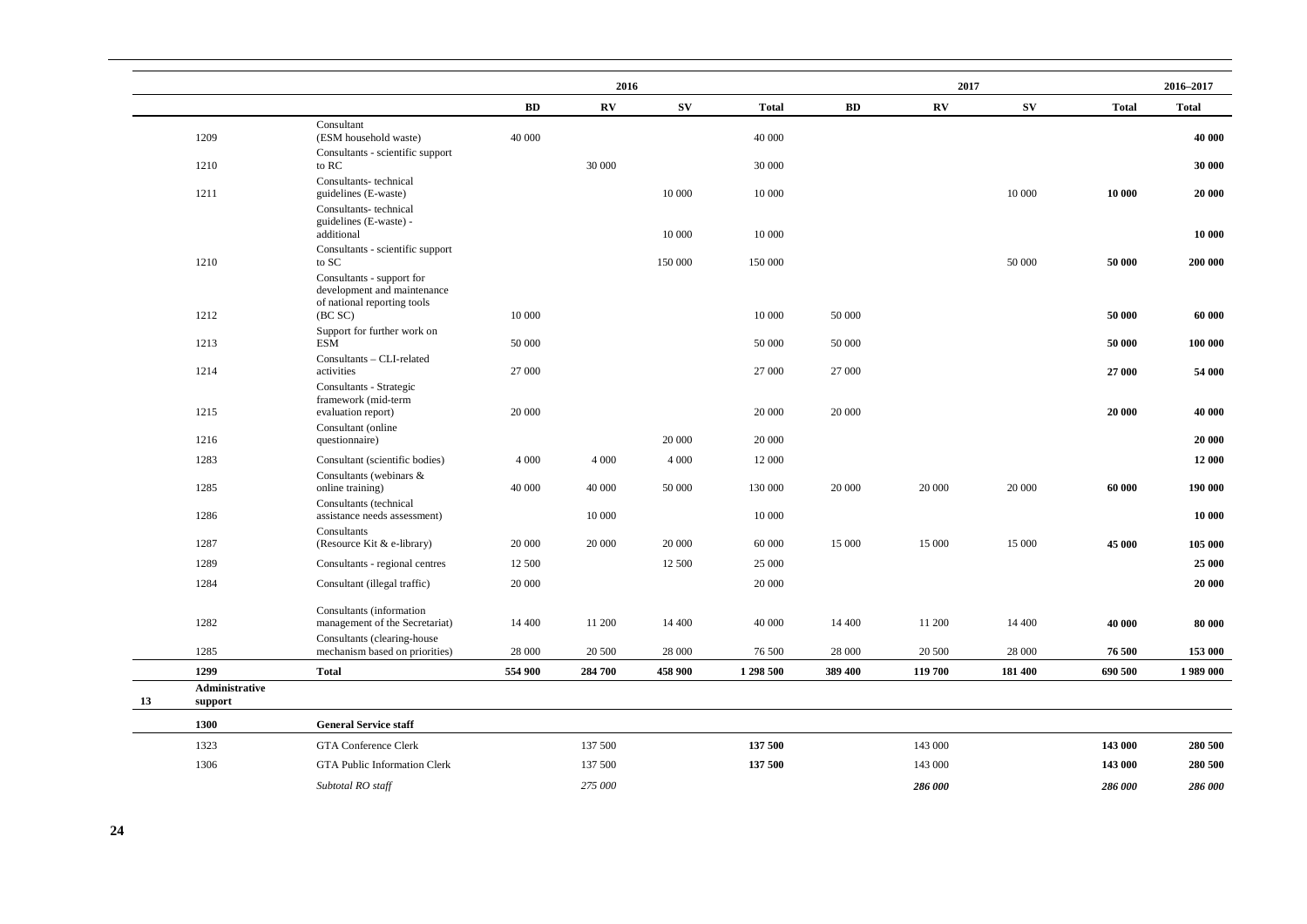| | | | 2016 | | | | 2017 | | | 2016–2017 |
|---|---|---|---|---|---|---|---|---|---|---|
| | | | **BD** | **RV** | **SV** | **Total** | **BD** | **RV** | **SV** | **Total** | **Total** |
| | 1209 | Consultant (ESM household waste) | 40 000 | | | 40 000 | | | | | **40 000** |
| | 1210 | Consultants - scientific support to RC | | 30 000 | | 30 000 | | | | | **30 000** |
| | 1211 | Consultants- technical guidelines (E-waste) | | | 10 000 | 10 000 | | | 10 000 | **10 000** | **20 000** |
| | | Consultants- technical guidelines (E-waste) - additional | | | 10 000 | 10 000 | | | | | **10 000** |
| | 1210 | Consultants - scientific support to SC | | | 150 000 | 150 000 | | | 50 000 | **50 000** | **200 000** |
| | 1212 | Consultants - support for development and maintenance of national reporting tools (BC SC) | 10 000 | | | 10 000 | 50 000 | | | **50 000** | **60 000** |
| | 1213 | Support for further work on ESM | 50 000 | | | 50 000 | 50 000 | | | **50 000** | **100 000** |
| | 1214 | Consultants – CLI-related activities | 27 000 | | | 27 000 | 27 000 | | | **27 000** | **54 000** |
| | 1215 | Consultants - Strategic framework (mid-term evaluation report) | 20 000 | | | 20 000 | 20 000 | | | **20 000** | **40 000** |
| | 1216 | Consultant (online questionnaire) | | | 20 000 | 20 000 | | | | | **20 000** |
| | 1283 | Consultant (scientific bodies) | 4 000 | 4 000 | 4 000 | 12 000 | | | | | **12 000** |
| | 1285 | Consultants (webinars & online training) | 40 000 | 40 000 | 50 000 | 130 000 | 20 000 | 20 000 | 20 000 | **60 000** | **190 000** |
| | 1286 | Consultants (technical assistance needs assessment) | | 10 000 | | 10 000 | | | | | **10 000** |
| | 1287 | Consultants (Resource Kit & e-library) | 20 000 | 20 000 | 20 000 | 60 000 | 15 000 | 15 000 | 15 000 | **45 000** | **105 000** |
| | 1289 | Consultants - regional centres | 12 500 | | 12 500 | 25 000 | | | | | **25 000** |
| | 1284 | Consultant (illegal traffic) | 20 000 | | | 20 000 | | | | | **20 000** |
| | 1282 | Consultants (information management of the Secretariat) | 14 400 | 11 200 | 14 400 | 40 000 | 14 400 | 11 200 | 14 400 | **40 000** | **80 000** |
| | 1285 | Consultants (clearing-house mechanism based on priorities) | 28 000 | 20 500 | 28 000 | 76 500 | 28 000 | 20 500 | 28 000 | **76 500** | **153 000** |
| | **1299** | **Total** | **554 900** | **284 700** | **458 900** | **1 298 500** | **389 400** | **119 700** | **181 400** | **690 500** | **1 989 000** |
| **13** | **Administrative support** | | | | | | | | | | |
| | **1300** | **General Service staff** | | | | | | | | | |
| | 1323 | GTA Conference Clerk | | 137 500 | | **137 500** | | 143 000 | | **143 000** | **280 500** |
| | 1306 | GTA Public Information Clerk | | 137 500 | | **137 500** | | 143 000 | | **143 000** | **280 500** |
| | | *Subtotal RO staff* | | *275 000* | | | | ***286 000*** | | ***286 000*** | ***286 000*** |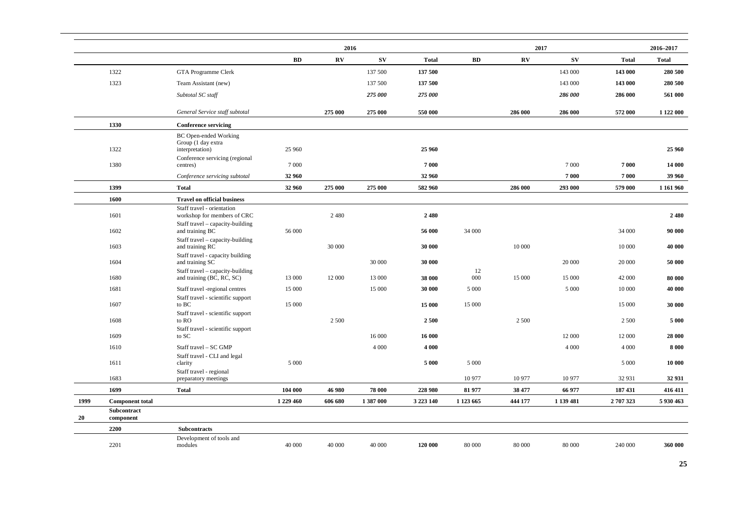| | | | 2016 | | | | 2017 | | | | 2016–2017 |
|---|---|---|---|---|---|---|---|---|---|---|---|
| | | | **BD** | **RV** | **SV** | **Total** | **BD** | **RV** | **SV** | **Total** | **Total** |
| | 1322 | GTA Programme Clerk | | | 137 500 | **137 500** | | | 143 000 | **143 000** | **280 500** |
| | 1323 | Team Assistant (new) | | | 137 500 | **137 500** | | | 143 000 | **143 000** | **280 500** |
| | | *Subtotal SC staff* | | | *275 000* | *275 000* | | | *286 000* | **286 000** | **561 000** |
| | | *General Service staff subtotal* | | **275 000** | **275 000** | **550 000** | | **286 000** | **286 000** | **572 000** | **1 122 000** |
| | **1330** | **Conference servicing** | | | | | | | | | |
| | 1322 | BC Open-ended Working Group (1 day extra interpretation) | 25 960 | | | **25 960** | | | | | **25 960** |
| | 1380 | Conference servicing (regional centres) | 7 000 | | | **7 000** | | | 7 000 | **7 000** | **14 000** |
| | | *Conference servicing subtotal* | **32 960** | | | **32 960** | | | **7 000** | **7 000** | **39 960** |
| | **1399** | **Total** | **32 960** | **275 000** | **275 000** | **582 960** | | **286 000** | **293 000** | **579 000** | **1 161 960** |
| | **1600** | **Travel on official business** | | | | | | | | | |
| | 1601 | Staff travel - orientation workshop for members of CRC | | 2 480 | | **2 480** | | | | | **2 480** |
| | 1602 | Staff travel – capacity-building and training BC | 56 000 | | | **56 000** | 34 000 | | | 34 000 | **90 000** |
| | 1603 | Staff travel – capacity-building and training RC | | 30 000 | | **30 000** | | 10 000 | | 10 000 | **40 000** |
| | 1604 | Staff travel - capacity building and training SC | | | 30 000 | **30 000** | | | 20 000 | 20 000 | **50 000** |
| | 1680 | Staff travel – capacity-building and training (BC, RC, SC) | 13 000 | 12 000 | 13 000 | **38 000** | 12 000 | 15 000 | 15 000 | 42 000 | **80 000** |
| | 1681 | Staff travel -regional centres | 15 000 | | 15 000 | **30 000** | 5 000 | | 5 000 | 10 000 | **40 000** |
| | 1607 | Staff travel - scientific support to BC | 15 000 | | | **15 000** | 15 000 | | | 15 000 | **30 000** |
| | 1608 | Staff travel - scientific support to RO | | 2 500 | | **2 500** | | 2 500 | | 2 500 | **5 000** |
| | 1609 | Staff travel - scientific support to SC | | | 16 000 | **16 000** | | | 12 000 | 12 000 | **28 000** |
| | 1610 | Staff travel – SC GMP | | | 4 000 | **4 000** | | | 4 000 | 4 000 | **8 000** |
| | 1611 | Staff travel - CLI and legal clarity | 5 000 | | | **5 000** | 5 000 | | | 5 000 | **10 000** |
| | 1683 | Staff travel - regional preparatory meetings | | | | | 10 977 | 10 977 | 10 977 | 32 931 | **32 931** |
| | **1699** | **Total** | **104 000** | **46 980** | **78 000** | **228 980** | **81 977** | **38 477** | **66 977** | **187 431** | **416 411** |
| **1999** | **Component total** | | **1 229 460** | **606 680** | **1 387 000** | **3 223 140** | **1 123 665** | **444 177** | **1 139 481** | **2 707 323** | **5 930 463** |
| **20** | **Subcontract component** | | | | | | | | | | |
| | **2200** | **Subcontracts** | | | | | | | | | |
| | 2201 | Development of tools and modules | 40 000 | 40 000 | 40 000 | **120 000** | 80 000 | 80 000 | 80 000 | 240 000 | **360 000** |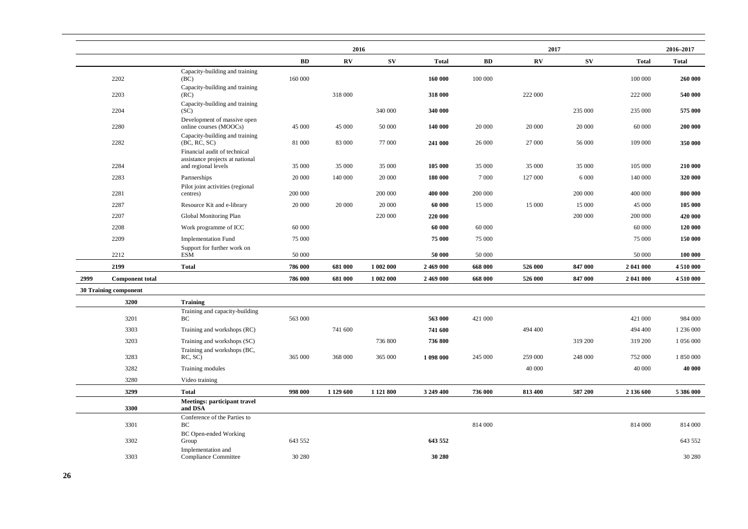| | | | 2016 | | | | 2017 | | | | 2016–2017 |
|---|---|---|---|---|---|---|---|---|---|---|---|
| | | | **BD** | **RV** | **SV** | **Total** | **BD** | **RV** | **SV** | **Total** | **Total** |
| | 2202 | Capacity-building and training (BC) | 160 000 | | | **160 000** | 100 000 | | | 100 000 | **260 000** |
| | 2203 | Capacity-building and training (RC) | | 318 000 | | **318 000** | | 222 000 | | 222 000 | **540 000** |
| | 2204 | Capacity-building and training (SC) | | | 340 000 | **340 000** | | | 235 000 | 235 000 | **575 000** |
| | 2280 | Development of massive open online courses (MOOCs) | 45 000 | 45 000 | 50 000 | **140 000** | 20 000 | 20 000 | 20 000 | 60 000 | **200 000** |
| | 2282 | Capacity-building and training (BC, RC, SC) | 81 000 | 83 000 | 77 000 | **241 000** | 26 000 | 27 000 | 56 000 | 109 000 | **350 000** |
| | 2284 | Financial audit of technical assistance projects at national and regional levels | 35 000 | 35 000 | 35 000 | **105 000** | 35 000 | 35 000 | 35 000 | 105 000 | **210 000** |
| | 2283 | Partnerships | 20 000 | 140 000 | 20 000 | **180 000** | 7 000 | 127 000 | 6 000 | 140 000 | **320 000** |
| | 2281 | Pilot joint activities (regional centres) | 200 000 | | 200 000 | **400 000** | 200 000 | | 200 000 | 400 000 | **800 000** |
| | 2287 | Resource Kit and e-library | 20 000 | 20 000 | 20 000 | **60 000** | 15 000 | 15 000 | 15 000 | 45 000 | **105 000** |
| | 2207 | Global Monitoring Plan | | | 220 000 | **220 000** | | | 200 000 | 200 000 | **420 000** |
| | 2208 | Work programme of ICC | 60 000 | | | **60 000** | 60 000 | | | 60 000 | **120 000** |
| | 2209 | Implementation Fund | 75 000 | | | **75 000** | 75 000 | | | 75 000 | **150 000** |
| | 2212 | Support for further work on ESM | 50 000 | | | **50 000** | 50 000 | | | 50 000 | **100 000** |
| | **2199** | **Total** | **786 000** | **681 000** | **1 002 000** | **2 469 000** | **668 000** | **526 000** | **847 000** | **2 041 000** | **4 510 000** |
| **2999** | **Component total** | | **786 000** | **681 000** | **1 002 000** | **2 469 000** | **668 000** | **526 000** | **847 000** | **2 041 000** | **4 510 000** |
| **30 Training component** | | | | | | | | | | | |
| | **3200** | **Training** | | | | | | | | | |
| | 3201 | Training and capacity-building BC | 563 000 | | | **563 000** | 421 000 | | | 421 000 | 984 000 |
| | 3303 | Training and workshops (RC) | | 741 600 | | **741 600** | | 494 400 | | 494 400 | 1 236 000 |
| | 3203 | Training and workshops (SC) | | | 736 800 | **736 800** | | | 319 200 | 319 200 | 1 056 000 |
| | 3283 | Training and workshops (BC, RC, SC) | 365 000 | 368 000 | 365 000 | **1 098 000** | 245 000 | 259 000 | 248 000 | 752 000 | 1 850 000 |
| | 3282 | Training modules | | | | | | 40 000 | | 40 000 | **40 000** |
| | 3280 | Video training | | | | | | | | | |
| | **3299** | **Total** | **998 000** | **1 129 600** | **1 121 800** | **3 249 400** | **736 000** | **813 400** | **587 200** | **2 136 600** | **5 386 000** |
| | **3300** | **Meetings: participant travel and DSA** | | | | | | | | | |
| | 3301 | Conference of the Parties to BC | | | | | 814 000 | | | 814 000 | 814 000 |
| | 3302 | BC Open-ended Working Group | 643 552 | | | **643 552** | | | | | 643 552 |
| | 3303 | Implementation and Compliance Committee | 30 280 | | | **30 280** | | | | | 30 280 |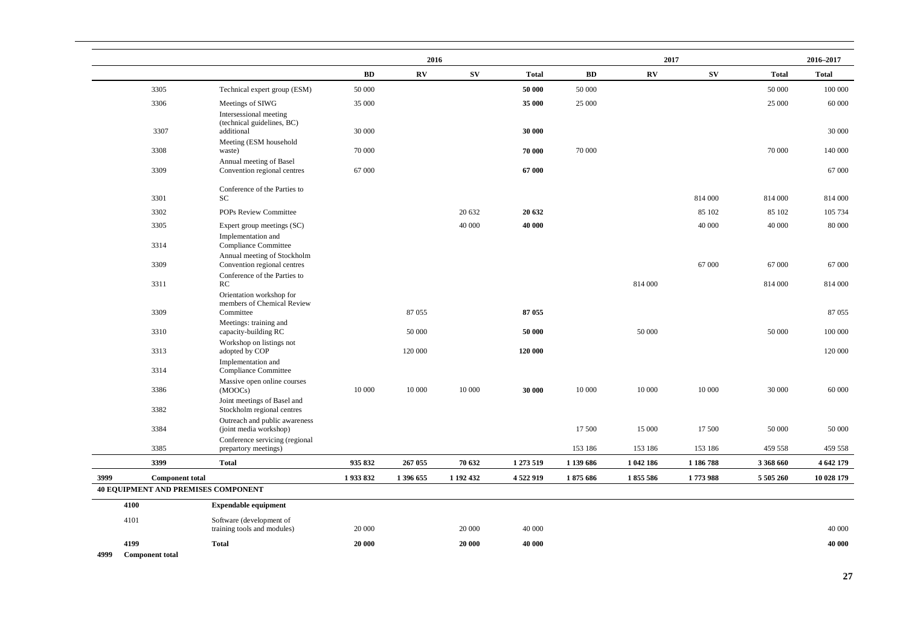| | | | 2016 | | | | 2017 | | | | 2016–2017 |
|---|---|---|---|---|---|---|---|---|---|---|---|
| | | | BD | RV | SV | Total | BD | RV | SV | Total | Total |
| | 3305 | Technical expert group (ESM) | 50 000 | | | **50 000** | 50 000 | | | 50 000 | 100 000 |
| | 3306 | Meetings of SIWG | 35 000 | | | **35 000** | 25 000 | | | 25 000 | 60 000 |
| | 3307 | Intersessional meeting (technical guidelines, BC) additional | 30 000 | | | **30 000** | | | | | 30 000 |
| | 3308 | Meeting (ESM household waste) | 70 000 | | | **70 000** | 70 000 | | | 70 000 | 140 000 |
| | 3309 | Annual meeting of Basel Convention regional centres | 67 000 | | | **67 000** | | | | | 67 000 |
| | 3301 | Conference of the Parties to SC | | | | | | | 814 000 | 814 000 | 814 000 |
| | 3302 | POPs Review Committee | | | 20 632 | **20 632** | | | 85 102 | 85 102 | 105 734 |
| | 3305 | Expert group meetings (SC) | | | 40 000 | **40 000** | | | 40 000 | 40 000 | 80 000 |
| | 3314 | Implementation and Compliance Committee | | | | | | | | | |
| | 3309 | Annual meeting of Stockholm Convention regional centres | | | | | | | 67 000 | 67 000 | 67 000 |
| | 3311 | Conference of the Parties to RC | | | | | | 814 000 | | 814 000 | 814 000 |
| | 3309 | Orientation workshop for members of Chemical Review Committee | | 87 055 | | **87 055** | | | | | 87 055 |
| | 3310 | Meetings: training and capacity-building RC | | 50 000 | | **50 000** | | 50 000 | | 50 000 | 100 000 |
| | 3313 | Workshop on listings not adopted by COP | | 120 000 | | **120 000** | | | | | 120 000 |
| | 3314 | Implementation and Compliance Committee | | | | | | | | | |
| | 3386 | Massive open online courses (MOOCs) | 10 000 | 10 000 | 10 000 | **30 000** | 10 000 | 10 000 | 10 000 | 30 000 | 60 000 |
| | 3382 | Joint meetings of Basel and Stockholm regional centres | | | | | | | | | |
| | 3384 | Outreach and public awareness (joint media workshop) | | | | | 17 500 | 15 000 | 17 500 | 50 000 | 50 000 |
| | 3385 | Conference servicing (regional prepartory meetings) | | | | | 153 186 | 153 186 | 153 186 | 459 558 | 459 558 |
| | **3399** | **Total** | **935 832** | **267 055** | **70 632** | **1 273 519** | **1 139 686** | **1 042 186** | **1 186 788** | **3 368 660** | **4 642 179** |
| **3999** | **Component total** | | **1 933 832** | **1 396 655** | **1 192 432** | **4 522 919** | **1 875 686** | **1 855 586** | **1 773 988** | **5 505 260** | **10 028 179** |
| **40 EQUIPMENT AND PREMISES COMPONENT** | | | | | | | | | | | |
| | **4100** | **Expendable equipment** | | | | | | | | | |
| | 4101 | Software (development of training tools and modules) | 20 000 | | 20 000 | 40 000 | | | | | 40 000 |
| | **4199** | **Total** | **20 000** | | **20 000** | **40 000** | | | | | **40 000** |
| **4999** | **Component total** | | | | | | | | | | |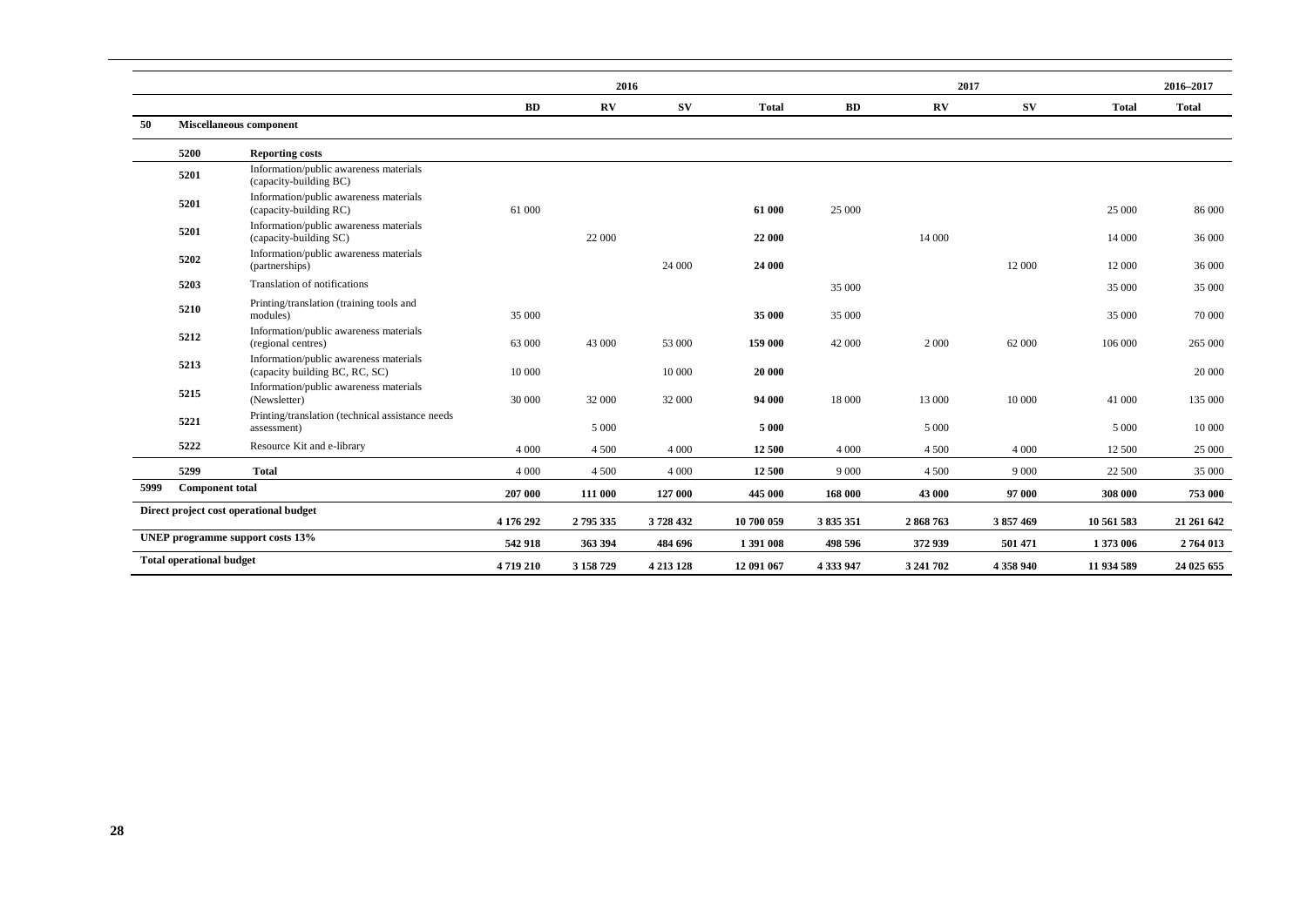| | | | 2016 | | | | 2017 | | | | 2016–2017 |
|---|---|---|---|---|---|---|---|---|---|---|---|
| | | | BD | RV | SV | Total | BD | RV | SV | Total | Total |
| 50 | Miscellaneous component | | | | | | | | | | |
| | 5200 | Reporting costs | | | | | | | | | |
| | 5201 | Information/public awareness materials (capacity-building BC) | | | | | | | | | |
| | 5201 | Information/public awareness materials (capacity-building RC) | 61 000 | | | 61 000 | 25 000 | | | 25 000 | 86 000 |
| | 5201 | Information/public awareness materials (capacity-building SC) | | 22 000 | | 22 000 | | 14 000 | | 14 000 | 36 000 |
| | 5202 | Information/public awareness materials (partnerships) | | | 24 000 | 24 000 | | | 12 000 | 12 000 | 36 000 |
| | 5203 | Translation of notifications | | | | | 35 000 | | | 35 000 | 35 000 |
| | 5210 | Printing/translation (training tools and modules) | 35 000 | | | 35 000 | 35 000 | | | 35 000 | 70 000 |
| | 5212 | Information/public awareness materials (regional centres) | 63 000 | 43 000 | 53 000 | 159 000 | 42 000 | 2 000 | 62 000 | 106 000 | 265 000 |
| | 5213 | Information/public awareness materials (capacity building BC, RC, SC) | 10 000 | | 10 000 | 20 000 | | | | | 20 000 |
| | 5215 | Information/public awareness materials (Newsletter) | 30 000 | 32 000 | 32 000 | 94 000 | 18 000 | 13 000 | 10 000 | 41 000 | 135 000 |
| | 5221 | Printing/translation (technical assistance needs assessment) | | 5 000 | | 5 000 | | 5 000 | | 5 000 | 10 000 |
| | 5222 | Resource Kit and e-library | 4 000 | 4 500 | 4 000 | 12 500 | 4 000 | 4 500 | 4 000 | 12 500 | 25 000 |
| | 5299 | Total | 4 000 | 4 500 | 4 000 | 12 500 | 9 000 | 4 500 | 9 000 | 22 500 | 35 000 |
| 5999 | Component total | | 207 000 | 111 000 | 127 000 | 445 000 | 168 000 | 43 000 | 97 000 | 308 000 | 753 000 |
| Direct project cost operational budget | | | 4 176 292 | 2 795 335 | 3 728 432 | 10 700 059 | 3 835 351 | 2 868 763 | 3 857 469 | 10 561 583 | 21 261 642 |
| UNEP programme support costs 13% | | | 542 918 | 363 394 | 484 696 | 1 391 008 | 498 596 | 372 939 | 501 471 | 1 373 006 | 2 764 013 |
| Total operational budget | | | 4 719 210 | 3 158 729 | 4 213 128 | 12 091 067 | 4 333 947 | 3 241 702 | 4 358 940 | 11 934 589 | 24 025 655 |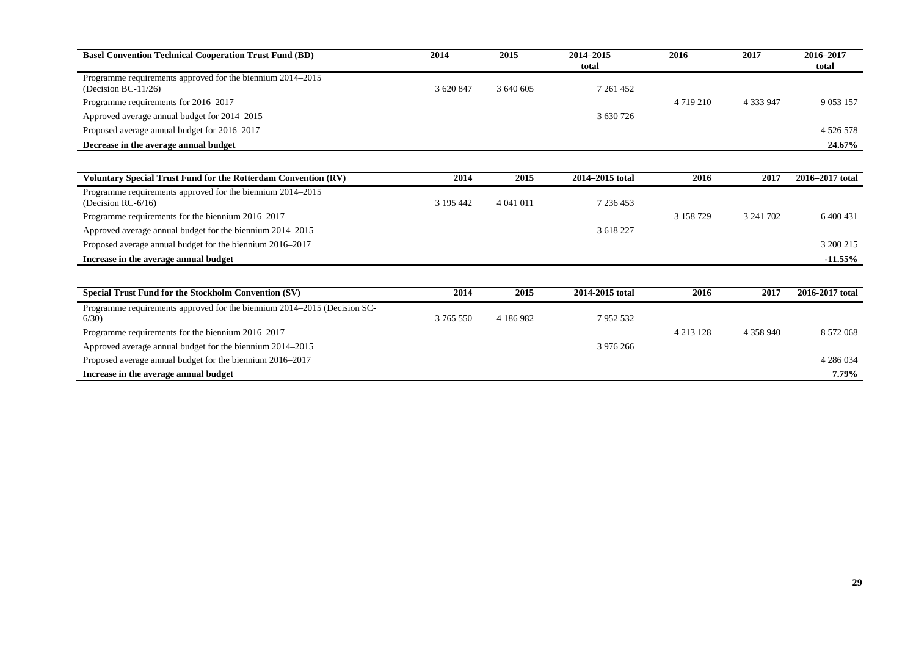| Basel Convention Technical Cooperation Trust Fund (BD) | 2014 | 2015 | 2014–2015 total | 2016 | 2017 | 2016–2017 total |
|---|---|---|---|---|---|---|
| Programme requirements approved for the biennium 2014–2015 (Decision BC-11/26) | 3 620 847 | 3 640 605 | 7 261 452 | | | |
| Programme requirements for 2016–2017 | | | | 4 719 210 | 4 333 947 | 9 053 157 |
| Approved average annual budget for 2014–2015 | | | 3 630 726 | | | |
| Proposed average annual budget for 2016–2017 | | | | | | 4 526 578 |
| **Decrease in the average annual budget** | | | | | | **24.67%** |

| Voluntary Special Trust Fund for the Rotterdam Convention (RV) | 2014 | 2015 | 2014–2015 total | 2016 | 2017 | 2016–2017 total |
|---|---|---|---|---|---|---|
| Programme requirements approved for the biennium 2014–2015 (Decision RC-6/16) | 3 195 442 | 4 041 011 | 7 236 453 | | | |
| Programme requirements for the biennium 2016–2017 | | | | 3 158 729 | 3 241 702 | 6 400 431 |
| Approved average annual budget for the biennium 2014–2015 | | | 3 618 227 | | | |
| Proposed average annual budget for the biennium 2016–2017 | | | | | | 3 200 215 |
| **Increase in the average annual budget** | | | | | | **-11.55%** |

| Special Trust Fund for the Stockholm Convention (SV) | 2014 | 2015 | 2014-2015 total | 2016 | 2017 | 2016-2017 total |
|---|---|---|---|---|---|---|
| Programme requirements approved for the biennium 2014–2015 (Decision SC-6/30) | 3 765 550 | 4 186 982 | 7 952 532 | | | |
| Programme requirements for the biennium 2016–2017 | | | | 4 213 128 | 4 358 940 | 8 572 068 |
| Approved average annual budget for the biennium 2014–2015 | | | 3 976 266 | | | |
| Proposed average annual budget for the biennium 2016–2017 | | | | | | 4 286 034 |
| **Increase in the average annual budget** | | | | | | **7.79%** |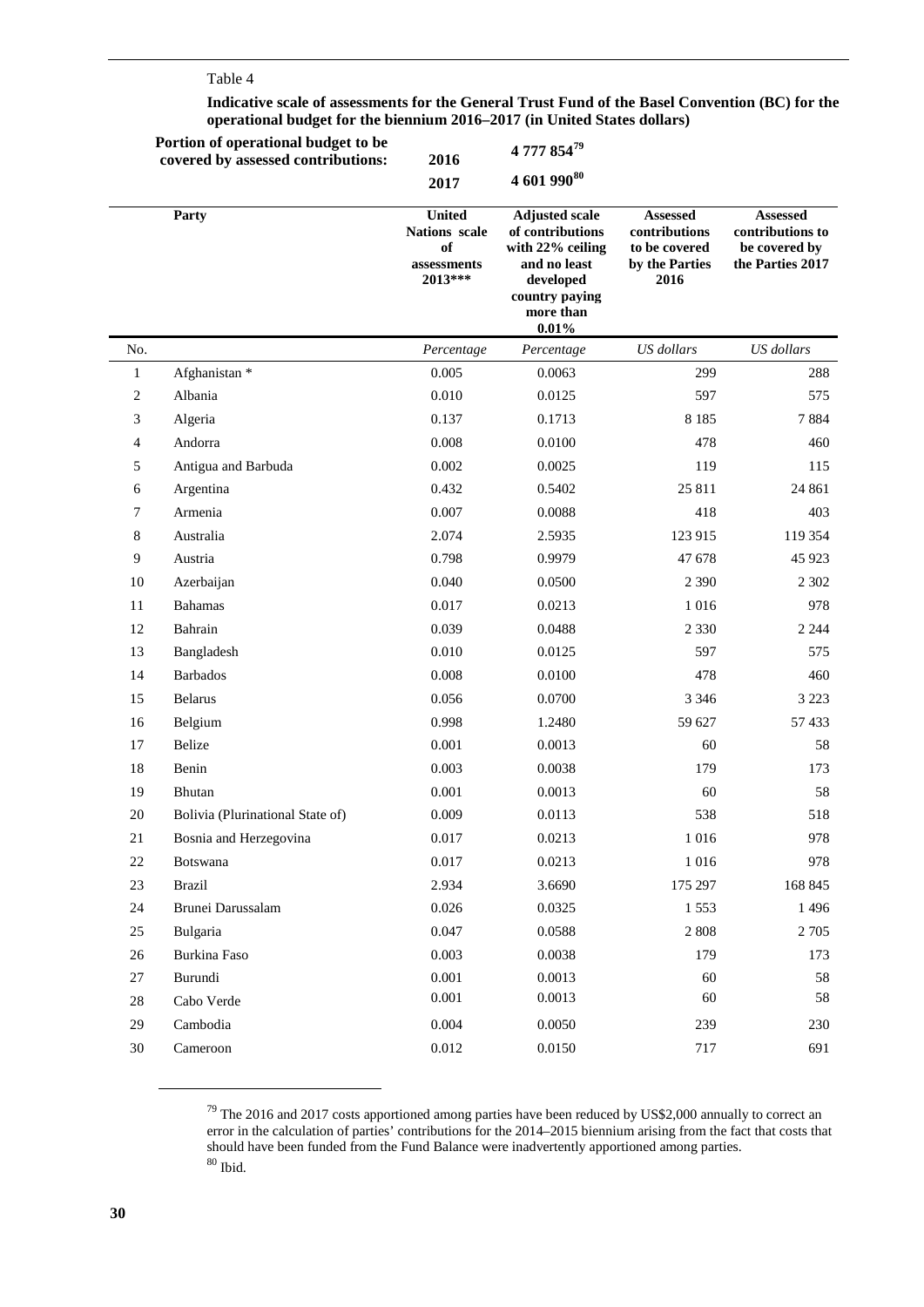Table 4

**Indicative scale of assessments for the General Trust Fund of the Basel Convention (BC) for the operational budget for the biennium 2016–2017 (in United States dollars)**

| **Portion of operational budget to be covered by assessed contributions:** | **2016** | **4 777 854**[79] |
|---|---|---|
| | **2017** | **4 601 990**[80] |

| No. | Party | United Nations scale of assessments 2013*** | Adjusted scale of contributions with 22% ceiling and no least developed country paying more than 0.01% | Assessed contributions to be covered by the Parties 2016 | Assessed contributions to be covered by the Parties 2017 |
|---|---|---|---|---|---|
| | | *Percentage* | *Percentage* | *US dollars* | *US dollars* |
| 1 | Afghanistan * | 0.005 | 0.0063 | 299 | 288 |
| 2 | Albania | 0.010 | 0.0125 | 597 | 575 |
| 3 | Algeria | 0.137 | 0.1713 | 8 185 | 7 884 |
| 4 | Andorra | 0.008 | 0.0100 | 478 | 460 |
| 5 | Antigua and Barbuda | 0.002 | 0.0025 | 119 | 115 |
| 6 | Argentina | 0.432 | 0.5402 | 25 811 | 24 861 |
| 7 | Armenia | 0.007 | 0.0088 | 418 | 403 |
| 8 | Australia | 2.074 | 2.5935 | 123 915 | 119 354 |
| 9 | Austria | 0.798 | 0.9979 | 47 678 | 45 923 |
| 10 | Azerbaijan | 0.040 | 0.0500 | 2 390 | 2 302 |
| 11 | Bahamas | 0.017 | 0.0213 | 1 016 | 978 |
| 12 | Bahrain | 0.039 | 0.0488 | 2 330 | 2 244 |
| 13 | Bangladesh | 0.010 | 0.0125 | 597 | 575 |
| 14 | Barbados | 0.008 | 0.0100 | 478 | 460 |
| 15 | Belarus | 0.056 | 0.0700 | 3 346 | 3 223 |
| 16 | Belgium | 0.998 | 1.2480 | 59 627 | 57 433 |
| 17 | Belize | 0.001 | 0.0013 | 60 | 58 |
| 18 | Benin | 0.003 | 0.0038 | 179 | 173 |
| 19 | Bhutan | 0.001 | 0.0013 | 60 | 58 |
| 20 | Bolivia (Plurinational State of) | 0.009 | 0.0113 | 538 | 518 |
| 21 | Bosnia and Herzegovina | 0.017 | 0.0213 | 1 016 | 978 |
| 22 | Botswana | 0.017 | 0.0213 | 1 016 | 978 |
| 23 | Brazil | 2.934 | 3.6690 | 175 297 | 168 845 |
| 24 | Brunei Darussalam | 0.026 | 0.0325 | 1 553 | 1 496 |
| 25 | Bulgaria | 0.047 | 0.0588 | 2 808 | 2 705 |
| 26 | Burkina Faso | 0.003 | 0.0038 | 179 | 173 |
| 27 | Burundi | 0.001 | 0.0013 | 60 | 58 |
| 28 | Cabo Verde | 0.001 | 0.0013 | 60 | 58 |
| 29 | Cambodia | 0.004 | 0.0050 | 239 | 230 |
| 30 | Cameroon | 0.012 | 0.0150 | 717 | 691 |

[79] The 2016 and 2017 costs apportioned among parties have been reduced by US$2,000 annually to correct an error in the calculation of parties' contributions for the 2014–2015 biennium arising from the fact that costs that should have been funded from the Fund Balance were inadvertently apportioned among parties.

[80] Ibid.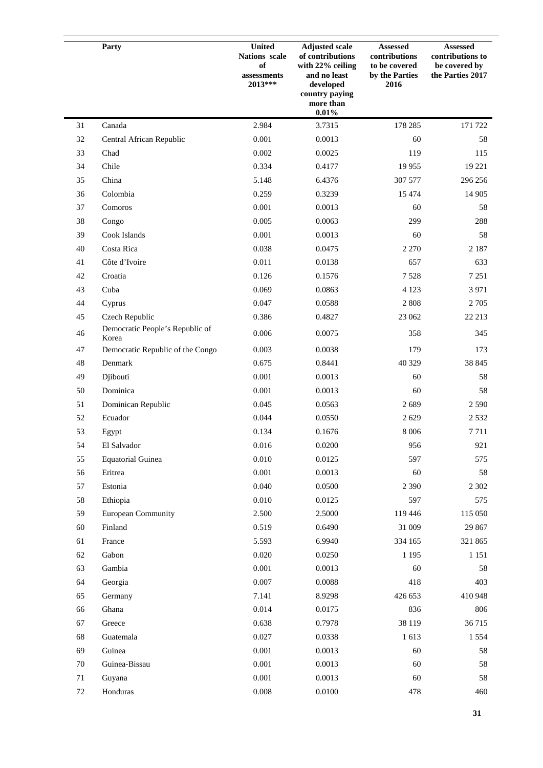| | Party | United Nations scale of assessments 2013*** | Adjusted scale of contributions with 22% ceiling and no least developed country paying more than 0.01% | Assessed contributions to be covered by the Parties 2016 | Assessed contributions to be covered by the Parties 2017 |
|---|---|---|---|---|---|
| 31 | Canada | 2.984 | 3.7315 | 178 285 | 171 722 |
| 32 | Central African Republic | 0.001 | 0.0013 | 60 | 58 |
| 33 | Chad | 0.002 | 0.0025 | 119 | 115 |
| 34 | Chile | 0.334 | 0.4177 | 19 955 | 19 221 |
| 35 | China | 5.148 | 6.4376 | 307 577 | 296 256 |
| 36 | Colombia | 0.259 | 0.3239 | 15 474 | 14 905 |
| 37 | Comoros | 0.001 | 0.0013 | 60 | 58 |
| 38 | Congo | 0.005 | 0.0063 | 299 | 288 |
| 39 | Cook Islands | 0.001 | 0.0013 | 60 | 58 |
| 40 | Costa Rica | 0.038 | 0.0475 | 2 270 | 2 187 |
| 41 | Côte d'Ivoire | 0.011 | 0.0138 | 657 | 633 |
| 42 | Croatia | 0.126 | 0.1576 | 7 528 | 7 251 |
| 43 | Cuba | 0.069 | 0.0863 | 4 123 | 3 971 |
| 44 | Cyprus | 0.047 | 0.0588 | 2 808 | 2 705 |
| 45 | Czech Republic | 0.386 | 0.4827 | 23 062 | 22 213 |
| 46 | Democratic People's Republic of Korea | 0.006 | 0.0075 | 358 | 345 |
| 47 | Democratic Republic of the Congo | 0.003 | 0.0038 | 179 | 173 |
| 48 | Denmark | 0.675 | 0.8441 | 40 329 | 38 845 |
| 49 | Djibouti | 0.001 | 0.0013 | 60 | 58 |
| 50 | Dominica | 0.001 | 0.0013 | 60 | 58 |
| 51 | Dominican Republic | 0.045 | 0.0563 | 2 689 | 2 590 |
| 52 | Ecuador | 0.044 | 0.0550 | 2 629 | 2 532 |
| 53 | Egypt | 0.134 | 0.1676 | 8 006 | 7 711 |
| 54 | El Salvador | 0.016 | 0.0200 | 956 | 921 |
| 55 | Equatorial Guinea | 0.010 | 0.0125 | 597 | 575 |
| 56 | Eritrea | 0.001 | 0.0013 | 60 | 58 |
| 57 | Estonia | 0.040 | 0.0500 | 2 390 | 2 302 |
| 58 | Ethiopia | 0.010 | 0.0125 | 597 | 575 |
| 59 | European Community | 2.500 | 2.5000 | 119 446 | 115 050 |
| 60 | Finland | 0.519 | 0.6490 | 31 009 | 29 867 |
| 61 | France | 5.593 | 6.9940 | 334 165 | 321 865 |
| 62 | Gabon | 0.020 | 0.0250 | 1 195 | 1 151 |
| 63 | Gambia | 0.001 | 0.0013 | 60 | 58 |
| 64 | Georgia | 0.007 | 0.0088 | 418 | 403 |
| 65 | Germany | 7.141 | 8.9298 | 426 653 | 410 948 |
| 66 | Ghana | 0.014 | 0.0175 | 836 | 806 |
| 67 | Greece | 0.638 | 0.7978 | 38 119 | 36 715 |
| 68 | Guatemala | 0.027 | 0.0338 | 1 613 | 1 554 |
| 69 | Guinea | 0.001 | 0.0013 | 60 | 58 |
| 70 | Guinea-Bissau | 0.001 | 0.0013 | 60 | 58 |
| 71 | Guyana | 0.001 | 0.0013 | 60 | 58 |
| 72 | Honduras | 0.008 | 0.0100 | 478 | 460 |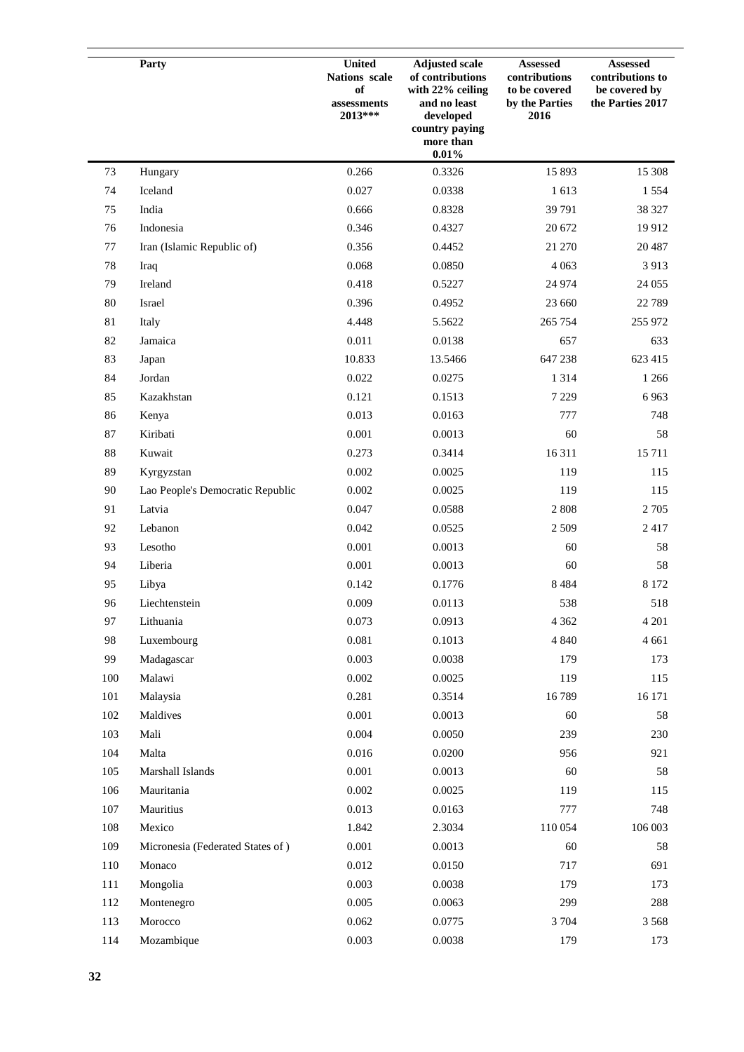|  | Party | United Nations scale of assessments 2013*** | Adjusted scale of contributions with 22% ceiling and no least developed country paying more than 0.01% | Assessed contributions to be covered by the Parties 2016 | Assessed contributions to be covered by the Parties 2017 |
|---|---|---|---|---|---|
| 73 | Hungary | 0.266 | 0.3326 | 15 893 | 15 308 |
| 74 | Iceland | 0.027 | 0.0338 | 1 613 | 1 554 |
| 75 | India | 0.666 | 0.8328 | 39 791 | 38 327 |
| 76 | Indonesia | 0.346 | 0.4327 | 20 672 | 19 912 |
| 77 | Iran (Islamic Republic of) | 0.356 | 0.4452 | 21 270 | 20 487 |
| 78 | Iraq | 0.068 | 0.0850 | 4 063 | 3 913 |
| 79 | Ireland | 0.418 | 0.5227 | 24 974 | 24 055 |
| 80 | Israel | 0.396 | 0.4952 | 23 660 | 22 789 |
| 81 | Italy | 4.448 | 5.5622 | 265 754 | 255 972 |
| 82 | Jamaica | 0.011 | 0.0138 | 657 | 633 |
| 83 | Japan | 10.833 | 13.5466 | 647 238 | 623 415 |
| 84 | Jordan | 0.022 | 0.0275 | 1 314 | 1 266 |
| 85 | Kazakhstan | 0.121 | 0.1513 | 7 229 | 6 963 |
| 86 | Kenya | 0.013 | 0.0163 | 777 | 748 |
| 87 | Kiribati | 0.001 | 0.0013 | 60 | 58 |
| 88 | Kuwait | 0.273 | 0.3414 | 16 311 | 15 711 |
| 89 | Kyrgyzstan | 0.002 | 0.0025 | 119 | 115 |
| 90 | Lao People's Democratic Republic | 0.002 | 0.0025 | 119 | 115 |
| 91 | Latvia | 0.047 | 0.0588 | 2 808 | 2 705 |
| 92 | Lebanon | 0.042 | 0.0525 | 2 509 | 2 417 |
| 93 | Lesotho | 0.001 | 0.0013 | 60 | 58 |
| 94 | Liberia | 0.001 | 0.0013 | 60 | 58 |
| 95 | Libya | 0.142 | 0.1776 | 8 484 | 8 172 |
| 96 | Liechtenstein | 0.009 | 0.0113 | 538 | 518 |
| 97 | Lithuania | 0.073 | 0.0913 | 4 362 | 4 201 |
| 98 | Luxembourg | 0.081 | 0.1013 | 4 840 | 4 661 |
| 99 | Madagascar | 0.003 | 0.0038 | 179 | 173 |
| 100 | Malawi | 0.002 | 0.0025 | 119 | 115 |
| 101 | Malaysia | 0.281 | 0.3514 | 16 789 | 16 171 |
| 102 | Maldives | 0.001 | 0.0013 | 60 | 58 |
| 103 | Mali | 0.004 | 0.0050 | 239 | 230 |
| 104 | Malta | 0.016 | 0.0200 | 956 | 921 |
| 105 | Marshall Islands | 0.001 | 0.0013 | 60 | 58 |
| 106 | Mauritania | 0.002 | 0.0025 | 119 | 115 |
| 107 | Mauritius | 0.013 | 0.0163 | 777 | 748 |
| 108 | Mexico | 1.842 | 2.3034 | 110 054 | 106 003 |
| 109 | Micronesia (Federated States of ) | 0.001 | 0.0013 | 60 | 58 |
| 110 | Monaco | 0.012 | 0.0150 | 717 | 691 |
| 111 | Mongolia | 0.003 | 0.0038 | 179 | 173 |
| 112 | Montenegro | 0.005 | 0.0063 | 299 | 288 |
| 113 | Morocco | 0.062 | 0.0775 | 3 704 | 3 568 |
| 114 | Mozambique | 0.003 | 0.0038 | 179 | 173 |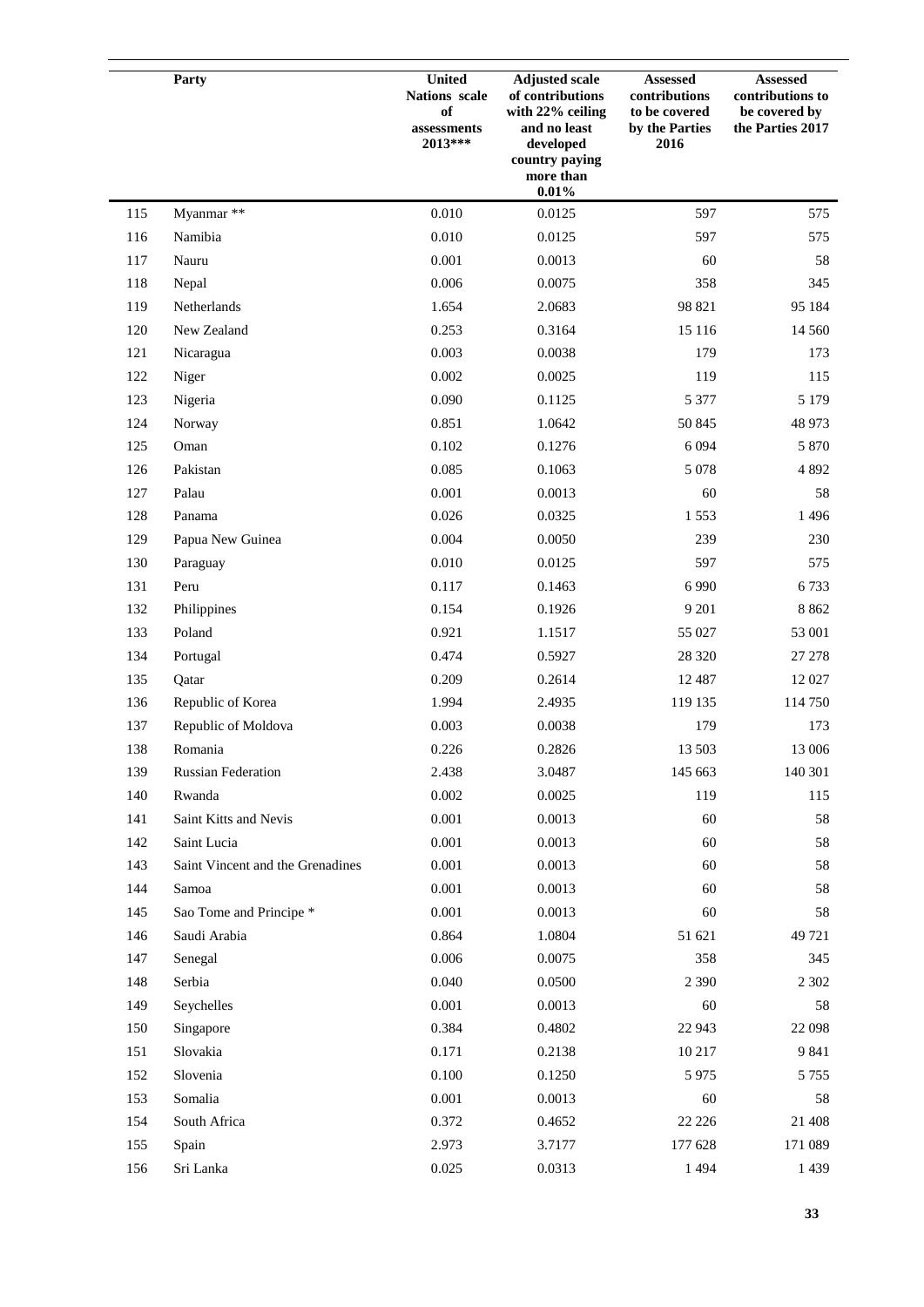|  | Party | United Nations scale of assessments 2013*** | Adjusted scale of contributions with 22% ceiling and no least developed country paying more than 0.01% | Assessed contributions to be covered by the Parties 2016 | Assessed contributions to be covered by the Parties 2017 |
|---|---|---|---|---|---|
| 115 | Myanmar ** | 0.010 | 0.0125 | 597 | 575 |
| 116 | Namibia | 0.010 | 0.0125 | 597 | 575 |
| 117 | Nauru | 0.001 | 0.0013 | 60 | 58 |
| 118 | Nepal | 0.006 | 0.0075 | 358 | 345 |
| 119 | Netherlands | 1.654 | 2.0683 | 98 821 | 95 184 |
| 120 | New Zealand | 0.253 | 0.3164 | 15 116 | 14 560 |
| 121 | Nicaragua | 0.003 | 0.0038 | 179 | 173 |
| 122 | Niger | 0.002 | 0.0025 | 119 | 115 |
| 123 | Nigeria | 0.090 | 0.1125 | 5 377 | 5 179 |
| 124 | Norway | 0.851 | 1.0642 | 50 845 | 48 973 |
| 125 | Oman | 0.102 | 0.1276 | 6 094 | 5 870 |
| 126 | Pakistan | 0.085 | 0.1063 | 5 078 | 4 892 |
| 127 | Palau | 0.001 | 0.0013 | 60 | 58 |
| 128 | Panama | 0.026 | 0.0325 | 1 553 | 1 496 |
| 129 | Papua New Guinea | 0.004 | 0.0050 | 239 | 230 |
| 130 | Paraguay | 0.010 | 0.0125 | 597 | 575 |
| 131 | Peru | 0.117 | 0.1463 | 6 990 | 6 733 |
| 132 | Philippines | 0.154 | 0.1926 | 9 201 | 8 862 |
| 133 | Poland | 0.921 | 1.1517 | 55 027 | 53 001 |
| 134 | Portugal | 0.474 | 0.5927 | 28 320 | 27 278 |
| 135 | Qatar | 0.209 | 0.2614 | 12 487 | 12 027 |
| 136 | Republic of Korea | 1.994 | 2.4935 | 119 135 | 114 750 |
| 137 | Republic of Moldova | 0.003 | 0.0038 | 179 | 173 |
| 138 | Romania | 0.226 | 0.2826 | 13 503 | 13 006 |
| 139 | Russian Federation | 2.438 | 3.0487 | 145 663 | 140 301 |
| 140 | Rwanda | 0.002 | 0.0025 | 119 | 115 |
| 141 | Saint Kitts and Nevis | 0.001 | 0.0013 | 60 | 58 |
| 142 | Saint Lucia | 0.001 | 0.0013 | 60 | 58 |
| 143 | Saint Vincent and the Grenadines | 0.001 | 0.0013 | 60 | 58 |
| 144 | Samoa | 0.001 | 0.0013 | 60 | 58 |
| 145 | Sao Tome and Principe * | 0.001 | 0.0013 | 60 | 58 |
| 146 | Saudi Arabia | 0.864 | 1.0804 | 51 621 | 49 721 |
| 147 | Senegal | 0.006 | 0.0075 | 358 | 345 |
| 148 | Serbia | 0.040 | 0.0500 | 2 390 | 2 302 |
| 149 | Seychelles | 0.001 | 0.0013 | 60 | 58 |
| 150 | Singapore | 0.384 | 0.4802 | 22 943 | 22 098 |
| 151 | Slovakia | 0.171 | 0.2138 | 10 217 | 9 841 |
| 152 | Slovenia | 0.100 | 0.1250 | 5 975 | 5 755 |
| 153 | Somalia | 0.001 | 0.0013 | 60 | 58 |
| 154 | South Africa | 0.372 | 0.4652 | 22 226 | 21 408 |
| 155 | Spain | 2.973 | 3.7177 | 177 628 | 171 089 |
| 156 | Sri Lanka | 0.025 | 0.0313 | 1 494 | 1 439 |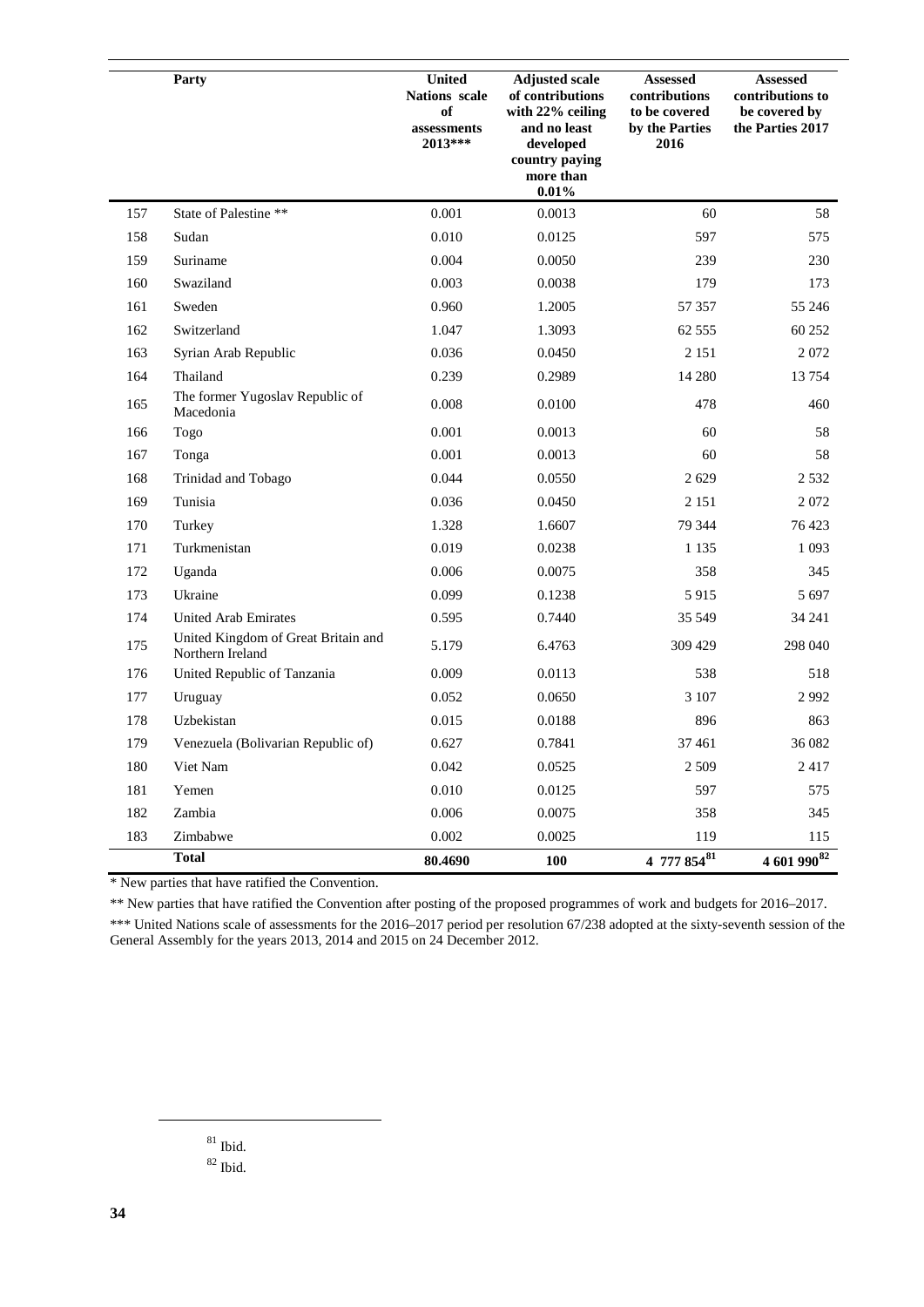| | Party | United Nations scale of assessments 2013*** | Adjusted scale of contributions with 22% ceiling and no least developed country paying more than 0.01% | Assessed contributions to be covered by the Parties 2016 | Assessed contributions to be covered by the Parties 2017 |
|---|---|---|---|---|---|
| 157 | State of Palestine ** | 0.001 | 0.0013 | 60 | 58 |
| 158 | Sudan | 0.010 | 0.0125 | 597 | 575 |
| 159 | Suriname | 0.004 | 0.0050 | 239 | 230 |
| 160 | Swaziland | 0.003 | 0.0038 | 179 | 173 |
| 161 | Sweden | 0.960 | 1.2005 | 57 357 | 55 246 |
| 162 | Switzerland | 1.047 | 1.3093 | 62 555 | 60 252 |
| 163 | Syrian Arab Republic | 0.036 | 0.0450 | 2 151 | 2 072 |
| 164 | Thailand | 0.239 | 0.2989 | 14 280 | 13 754 |
| 165 | The former Yugoslav Republic of Macedonia | 0.008 | 0.0100 | 478 | 460 |
| 166 | Togo | 0.001 | 0.0013 | 60 | 58 |
| 167 | Tonga | 0.001 | 0.0013 | 60 | 58 |
| 168 | Trinidad and Tobago | 0.044 | 0.0550 | 2 629 | 2 532 |
| 169 | Tunisia | 0.036 | 0.0450 | 2 151 | 2 072 |
| 170 | Turkey | 1.328 | 1.6607 | 79 344 | 76 423 |
| 171 | Turkmenistan | 0.019 | 0.0238 | 1 135 | 1 093 |
| 172 | Uganda | 0.006 | 0.0075 | 358 | 345 |
| 173 | Ukraine | 0.099 | 0.1238 | 5 915 | 5 697 |
| 174 | United Arab Emirates | 0.595 | 0.7440 | 35 549 | 34 241 |
| 175 | United Kingdom of Great Britain and Northern Ireland | 5.179 | 6.4763 | 309 429 | 298 040 |
| 176 | United Republic of Tanzania | 0.009 | 0.0113 | 538 | 518 |
| 177 | Uruguay | 0.052 | 0.0650 | 3 107 | 2 992 |
| 178 | Uzbekistan | 0.015 | 0.0188 | 896 | 863 |
| 179 | Venezuela (Bolivarian Republic of) | 0.627 | 0.7841 | 37 461 | 36 082 |
| 180 | Viet Nam | 0.042 | 0.0525 | 2 509 | 2 417 |
| 181 | Yemen | 0.010 | 0.0125 | 597 | 575 |
| 182 | Zambia | 0.006 | 0.0075 | 358 | 345 |
| 183 | Zimbabwe | 0.002 | 0.0025 | 119 | 115 |
| | **Total** | **80.4690** | **100** | **4 777 854**[81] | **4 601 990**[82] |

\* New parties that have ratified the Convention.

** New parties that have ratified the Convention after posting of the proposed programmes of work and budgets for 2016–2017.

*** United Nations scale of assessments for the 2016–2017 period per resolution 67/238 adopted at the sixty-seventh session of the General Assembly for the years 2013, 2014 and 2015 on 24 December 2012.

[81] Ibid.

[82] Ibid.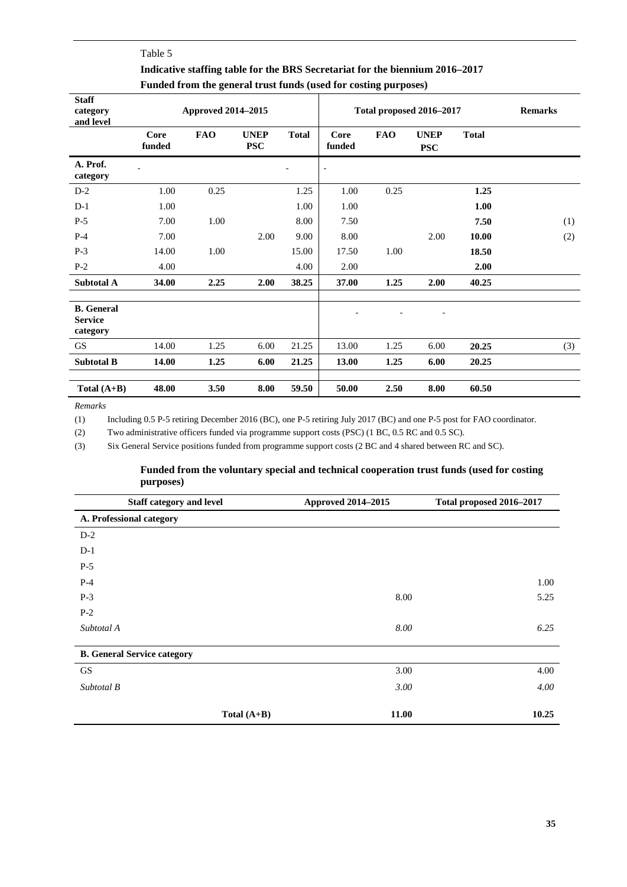Table 5

**Indicative staffing table for the BRS Secretariat for the biennium 2016–2017**

**Funded from the general trust funds (used for costing purposes)**

| Staff category and level | Approved 2014–2015 | | | | Total proposed 2016–2017 | | | | Remarks |
|---|---|---|---|---|---|---|---|---|---|
| | Core funded | FAO | UNEP PSC | Total | Core funded | FAO | UNEP PSC | Total | |
| **A. Prof. category** | - | | | - | - | | | | |
| D-2 | 1.00 | 0.25 | | 1.25 | 1.00 | 0.25 | | **1.25** | |
| D-1 | 1.00 | | | 1.00 | 1.00 | | | **1.00** | |
| P-5 | 7.00 | 1.00 | | 8.00 | 7.50 | | | **7.50** | (1) |
| P-4 | 7.00 | | 2.00 | 9.00 | 8.00 | | 2.00 | **10.00** | (2) |
| P-3 | 14.00 | 1.00 | | 15.00 | 17.50 | 1.00 | | **18.50** | |
| P-2 | 4.00 | | | 4.00 | 2.00 | | | **2.00** | |
| **Subtotal A** | **34.00** | **2.25** | **2.00** | **38.25** | **37.00** | **1.25** | **2.00** | **40.25** | |
| **B. General Service category** | | | | | - | - | - | | |
| GS | 14.00 | 1.25 | 6.00 | 21.25 | 13.00 | 1.25 | 6.00 | **20.25** | (3) |
| **Subtotal B** | **14.00** | **1.25** | **6.00** | **21.25** | **13.00** | **1.25** | **6.00** | **20.25** | |
| **Total (A+B)** | **48.00** | **3.50** | **8.00** | **59.50** | **50.00** | **2.50** | **8.00** | **60.50** | |

*Remarks*

(1) Including 0.5 P-5 retiring December 2016 (BC), one P-5 retiring July 2017 (BC) and one P-5 post for FAO coordinator.

(2) Two administrative officers funded via programme support costs (PSC) (1 BC, 0.5 RC and 0.5 SC).

(3) Six General Service positions funded from programme support costs (2 BC and 4 shared between RC and SC).

**Funded from the voluntary special and technical cooperation trust funds (used for costing purposes)**

| Staff category and level | Approved 2014–2015 | Total proposed 2016–2017 |
|---|---|---|
| **A. Professional category** | | |
| D-2 | | |
| D-1 | | |
| P-5 | | |
| P-4 | | 1.00 |
| P-3 | 8.00 | 5.25 |
| P-2 | | |
| *Subtotal A* | *8.00* | *6.25* |
| **B. General Service category** | | |
| GS | 3.00 | 4.00 |
| *Subtotal B* | *3.00* | *4.00* |
| **Total (A+B)** | **11.00** | **10.25** |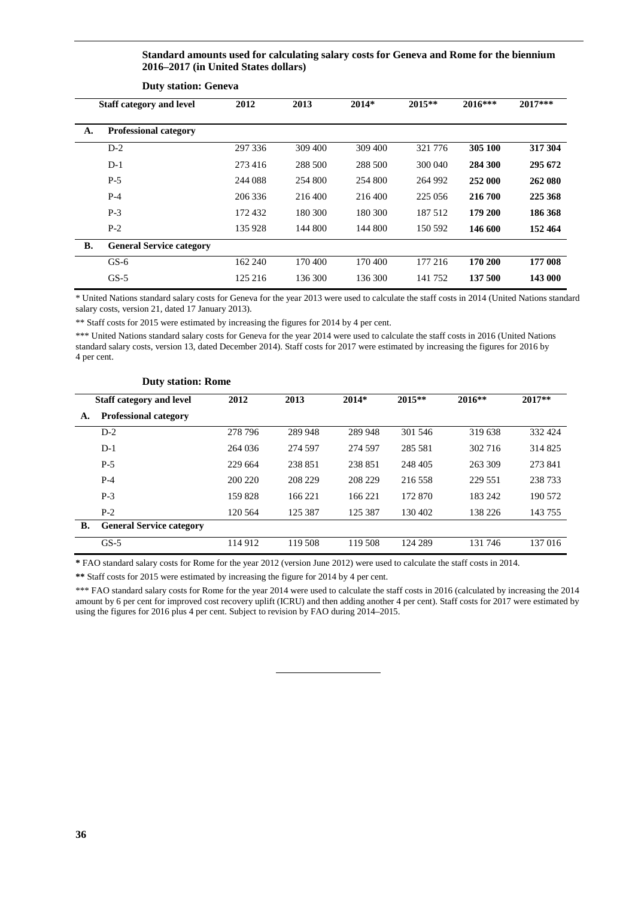**Standard amounts used for calculating salary costs for Geneva and Rome for the biennium 2016–2017 (in United States dollars)**

**Duty station: Geneva**

| | Staff category and level | 2012 | 2013 | 2014* | 2015** | 2016*** | 2017*** |
|---|---|---|---|---|---|---|---|
| **A.** | **Professional category** | | | | | | |
| | D-2 | 297 336 | 309 400 | 309 400 | 321 776 | **305 100** | **317 304** |
| | D-1 | 273 416 | 288 500 | 288 500 | 300 040 | **284 300** | **295 672** |
| | P-5 | 244 088 | 254 800 | 254 800 | 264 992 | **252 000** | **262 080** |
| | P-4 | 206 336 | 216 400 | 216 400 | 225 056 | **216 700** | **225 368** |
| | P-3 | 172 432 | 180 300 | 180 300 | 187 512 | **179 200** | **186 368** |
| | P-2 | 135 928 | 144 800 | 144 800 | 150 592 | **146 600** | **152 464** |
| **B.** | **General Service category** | | | | | | |
| | GS-6 | 162 240 | 170 400 | 170 400 | 177 216 | **170 200** | **177 008** |
| | GS-5 | 125 216 | 136 300 | 136 300 | 141 752 | **137 500** | **143 000** |

\* United Nations standard salary costs for Geneva for the year 2013 were used to calculate the staff costs in 2014 (United Nations standard salary costs, version 21, dated 17 January 2013).

\*\* Staff costs for 2015 were estimated by increasing the figures for 2014 by 4 per cent.

\*\*\* United Nations standard salary costs for Geneva for the year 2014 were used to calculate the staff costs in 2016 (United Nations standard salary costs, version 13, dated December 2014). Staff costs for 2017 were estimated by increasing the figures for 2016 by 4 per cent.

**Duty station: Rome**

| | Staff category and level | 2012 | 2013 | 2014* | 2015** | 2016** | 2017** |
|---|---|---|---|---|---|---|---|
| **A.** | **Professional category** | | | | | | |
| | D-2 | 278 796 | 289 948 | 289 948 | 301 546 | 319 638 | 332 424 |
| | D-1 | 264 036 | 274 597 | 274 597 | 285 581 | 302 716 | 314 825 |
| | P-5 | 229 664 | 238 851 | 238 851 | 248 405 | 263 309 | 273 841 |
| | P-4 | 200 220 | 208 229 | 208 229 | 216 558 | 229 551 | 238 733 |
| | P-3 | 159 828 | 166 221 | 166 221 | 172 870 | 183 242 | 190 572 |
| | P-2 | 120 564 | 125 387 | 125 387 | 130 402 | 138 226 | 143 755 |
| **B.** | **General Service category** | | | | | | |
| | GS-5 | 114 912 | 119 508 | 119 508 | 124 289 | 131 746 | 137 016 |

**\*** FAO standard salary costs for Rome for the year 2012 (version June 2012) were used to calculate the staff costs in 2014.

**\*\*** Staff costs for 2015 were estimated by increasing the figure for 2014 by 4 per cent.

\*\*\* FAO standard salary costs for Rome for the year 2014 were used to calculate the staff costs in 2016 (calculated by increasing the 2014 amount by 6 per cent for improved cost recovery uplift (ICRU) and then adding another 4 per cent). Staff costs for 2017 were estimated by using the figures for 2016 plus 4 per cent. Subject to revision by FAO during 2014–2015.